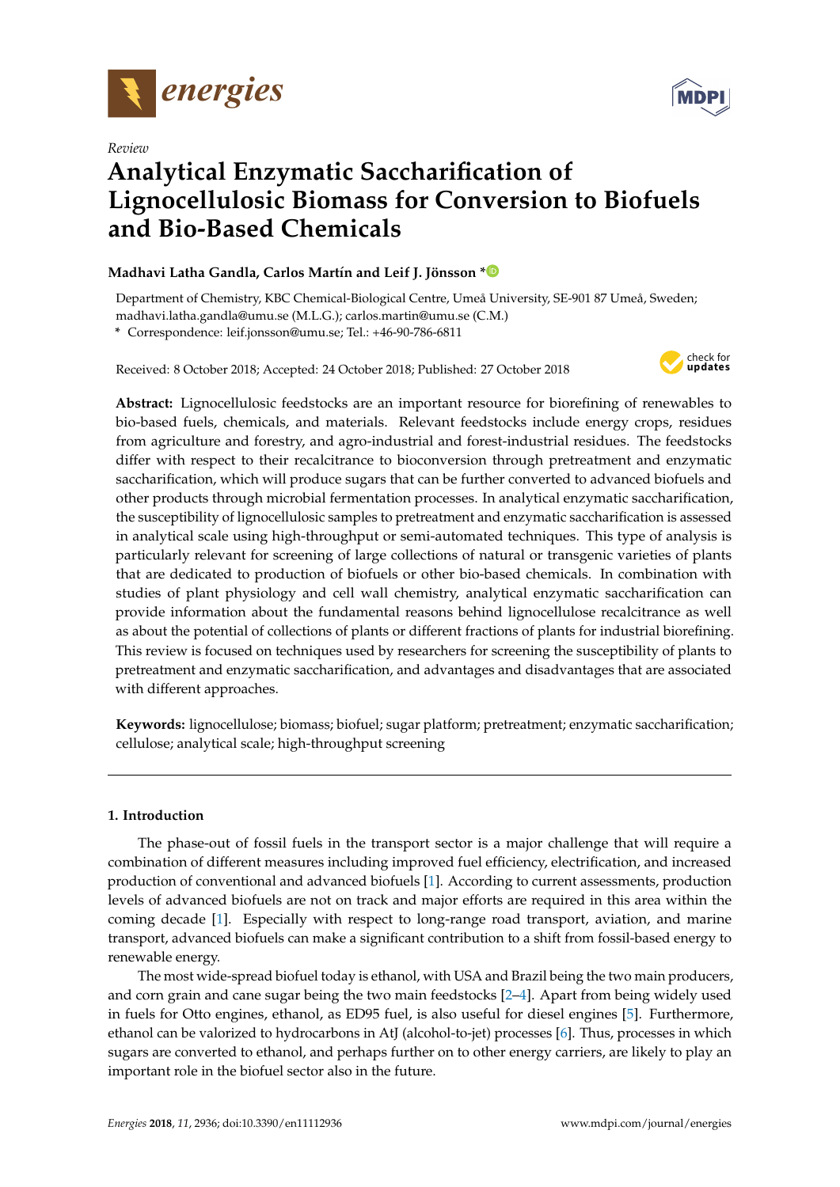*Review*

# Analytical Enzymatic Saccharification of Lignocellulosic Biomass for Conversion to Biofuels and Bio-Based Chemicals

**Madhavi Latha Gandla, Carlos Martín and Leif J. Jönsson ***

Department of Chemistry, KBC Chemical-Biological Centre, Umeå University, SE-901 87 Umeå, Sweden; madhavi.latha.gandla@umu.se (M.L.G.); carlos.martin@umu.se (C.M.)

* Correspondence: leif.jonsson@umu.se; Tel.: +46-90-786-6811

Received: 8 October 2018; Accepted: 24 October 2018; Published: 27 October 2018

**Abstract:** Lignocellulosic feedstocks are an important resource for biorefining of renewables to bio-based fuels, chemicals, and materials. Relevant feedstocks include energy crops, residues from agriculture and forestry, and agro-industrial and forest-industrial residues. The feedstocks differ with respect to their recalcitrance to bioconversion through pretreatment and enzymatic saccharification, which will produce sugars that can be further converted to advanced biofuels and other products through microbial fermentation processes. In analytical enzymatic saccharification, the susceptibility of lignocellulosic samples to pretreatment and enzymatic saccharification is assessed in analytical scale using high-throughput or semi-automated techniques. This type of analysis is particularly relevant for screening of large collections of natural or transgenic varieties of plants that are dedicated to production of biofuels or other bio-based chemicals. In combination with studies of plant physiology and cell wall chemistry, analytical enzymatic saccharification can provide information about the fundamental reasons behind lignocellulose recalcitrance as well as about the potential of collections of plants or different fractions of plants for industrial biorefining. This review is focused on techniques used by researchers for screening the susceptibility of plants to pretreatment and enzymatic saccharification, and advantages and disadvantages that are associated with different approaches.

**Keywords:** lignocellulose; biomass; biofuel; sugar platform; pretreatment; enzymatic saccharification; cellulose; analytical scale; high-throughput screening

## 1. Introduction

The phase-out of fossil fuels in the transport sector is a major challenge that will require a combination of different measures including improved fuel efficiency, electrification, and increased production of conventional and advanced biofuels [1]. According to current assessments, production levels of advanced biofuels are not on track and major efforts are required in this area within the coming decade [1]. Especially with respect to long-range road transport, aviation, and marine transport, advanced biofuels can make a significant contribution to a shift from fossil-based energy to renewable energy.

The most wide-spread biofuel today is ethanol, with USA and Brazil being the two main producers, and corn grain and cane sugar being the two main feedstocks [2–4]. Apart from being widely used in fuels for Otto engines, ethanol, as ED95 fuel, is also useful for diesel engines [5]. Furthermore, ethanol can be valorized to hydrocarbons in AtJ (alcohol-to-jet) processes [6]. Thus, processes in which sugars are converted to ethanol, and perhaps further on to other energy carriers, are likely to play an important role in the biofuel sector also in the future.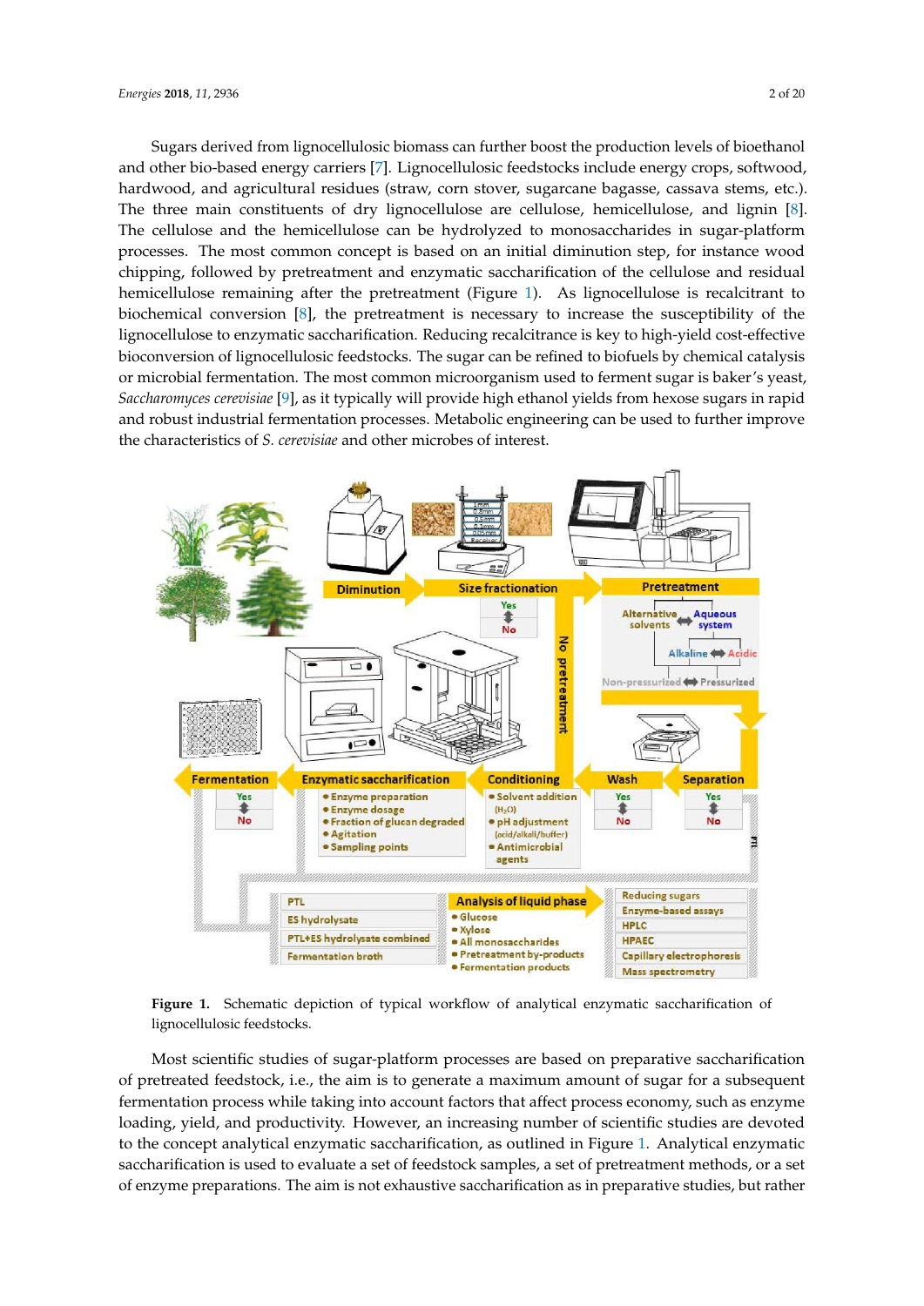Sugars derived from lignocellulosic biomass can further boost the production levels of bioethanol and other bio-based energy carriers [7]. Lignocellulosic feedstocks include energy crops, softwood, hardwood, and agricultural residues (straw, corn stover, sugarcane bagasse, cassava stems, etc.). The three main constituents of dry lignocellulose are cellulose, hemicellulose, and lignin [8]. The cellulose and the hemicellulose can be hydrolyzed to monosaccharides in sugar-platform processes. The most common concept is based on an initial diminution step, for instance wood chipping, followed by pretreatment and enzymatic saccharification of the cellulose and residual hemicellulose remaining after the pretreatment (Figure 1). As lignocellulose is recalcitrant to biochemical conversion [8], the pretreatment is necessary to increase the susceptibility of the lignocellulose to enzymatic saccharification. Reducing recalcitrance is key to high-yield cost-effective bioconversion of lignocellulosic feedstocks. The sugar can be refined to biofuels by chemical catalysis or microbial fermentation. The most common microorganism used to ferment sugar is baker's yeast, *Saccharomyces cerevisiae* [9], as it typically will provide high ethanol yields from hexose sugars in rapid and robust industrial fermentation processes. Metabolic engineering can be used to further improve the characteristics of *S. cerevisiae* and other microbes of interest.

**Figure 1.** Schematic depiction of typical workflow of analytical enzymatic saccharification of lignocellulosic feedstocks.

Most scientific studies of sugar-platform processes are based on preparative saccharification of pretreated feedstock, i.e., the aim is to generate a maximum amount of sugar for a subsequent fermentation process while taking into account factors that affect process economy, such as enzyme loading, yield, and productivity. However, an increasing number of scientific studies are devoted to the concept analytical enzymatic saccharification, as outlined in Figure 1. Analytical enzymatic saccharification is used to evaluate a set of feedstock samples, a set of pretreatment methods, or a set of enzyme preparations. The aim is not exhaustive saccharification as in preparative studies, but rather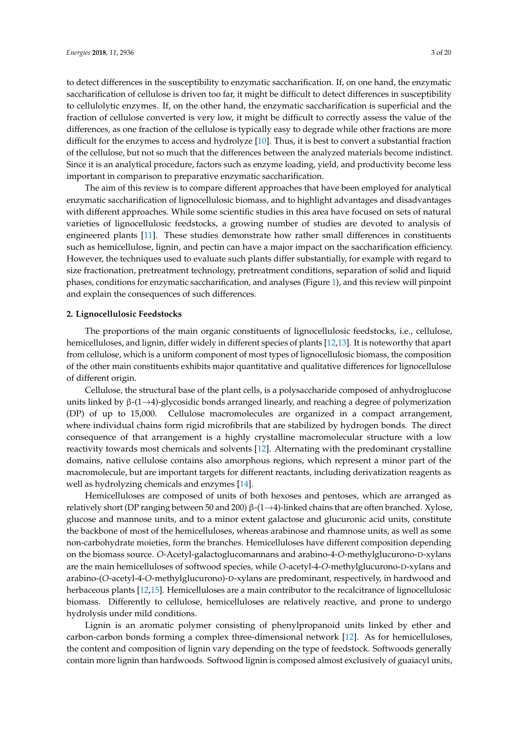to detect differences in the susceptibility to enzymatic saccharification. If, on one hand, the enzymatic saccharification of cellulose is driven too far, it might be difficult to detect differences in susceptibility to cellulolytic enzymes. If, on the other hand, the enzymatic saccharification is superficial and the fraction of cellulose converted is very low, it might be difficult to correctly assess the value of the differences, as one fraction of the cellulose is typically easy to degrade while other fractions are more difficult for the enzymes to access and hydrolyze [10]. Thus, it is best to convert a substantial fraction of the cellulose, but not so much that the differences between the analyzed materials become indistinct. Since it is an analytical procedure, factors such as enzyme loading, yield, and productivity become less important in comparison to preparative enzymatic saccharification.

The aim of this review is to compare different approaches that have been employed for analytical enzymatic saccharification of lignocellulosic biomass, and to highlight advantages and disadvantages with different approaches. While some scientific studies in this area have focused on sets of natural varieties of lignocellulosic feedstocks, a growing number of studies are devoted to analysis of engineered plants [11]. These studies demonstrate how rather small differences in constituents such as hemicellulose, lignin, and pectin can have a major impact on the saccharification efficiency. However, the techniques used to evaluate such plants differ substantially, for example with regard to size fractionation, pretreatment technology, pretreatment conditions, separation of solid and liquid phases, conditions for enzymatic saccharification, and analyses (Figure 1), and this review will pinpoint and explain the consequences of such differences.

## 2. Lignocellulosic Feedstocks

The proportions of the main organic constituents of lignocellulosic feedstocks, i.e., cellulose, hemicelluloses, and lignin, differ widely in different species of plants [12,13]. It is noteworthy that apart from cellulose, which is a uniform component of most types of lignocellulosic biomass, the composition of the other main constituents exhibits major quantitative and qualitative differences for lignocellulose of different origin.

Cellulose, the structural base of the plant cells, is a polysaccharide composed of anhydroglucose units linked by β-(1→4)-glycosidic bonds arranged linearly, and reaching a degree of polymerization (DP) of up to 15,000. Cellulose macromolecules are organized in a compact arrangement, where individual chains form rigid microfibrils that are stabilized by hydrogen bonds. The direct consequence of that arrangement is a highly crystalline macromolecular structure with a low reactivity towards most chemicals and solvents [12]. Alternating with the predominant crystalline domains, native cellulose contains also amorphous regions, which represent a minor part of the macromolecule, but are important targets for different reactants, including derivatization reagents as well as hydrolyzing chemicals and enzymes [14].

Hemicelluloses are composed of units of both hexoses and pentoses, which are arranged as relatively short (DP ranging between 50 and 200) β-(1→4)-linked chains that are often branched. Xylose, glucose and mannose units, and to a minor extent galactose and glucuronic acid units, constitute the backbone of most of the hemicelluloses, whereas arabinose and rhamnose units, as well as some non-carbohydrate moieties, form the branches. Hemicelluloses have different composition depending on the biomass source. *O*-Acetyl-galactoglucomannans and arabino-4-*O*-methylglucurono-D-xylans are the main hemicelluloses of softwood species, while *O*-acetyl-4-*O*-methylglucurono-D-xylans and arabino-(*O*-acetyl-4-*O*-methylglucurono)-D-xylans are predominant, respectively, in hardwood and herbaceous plants [12,15]. Hemicelluloses are a main contributor to the recalcitrance of lignocellulosic biomass. Differently to cellulose, hemicelluloses are relatively reactive, and prone to undergo hydrolysis under mild conditions.

Lignin is an aromatic polymer consisting of phenylpropanoid units linked by ether and carbon-carbon bonds forming a complex three-dimensional network [12]. As for hemicelluloses, the content and composition of lignin vary depending on the type of feedstock. Softwoods generally contain more lignin than hardwoods. Softwood lignin is composed almost exclusively of guaiacyl units,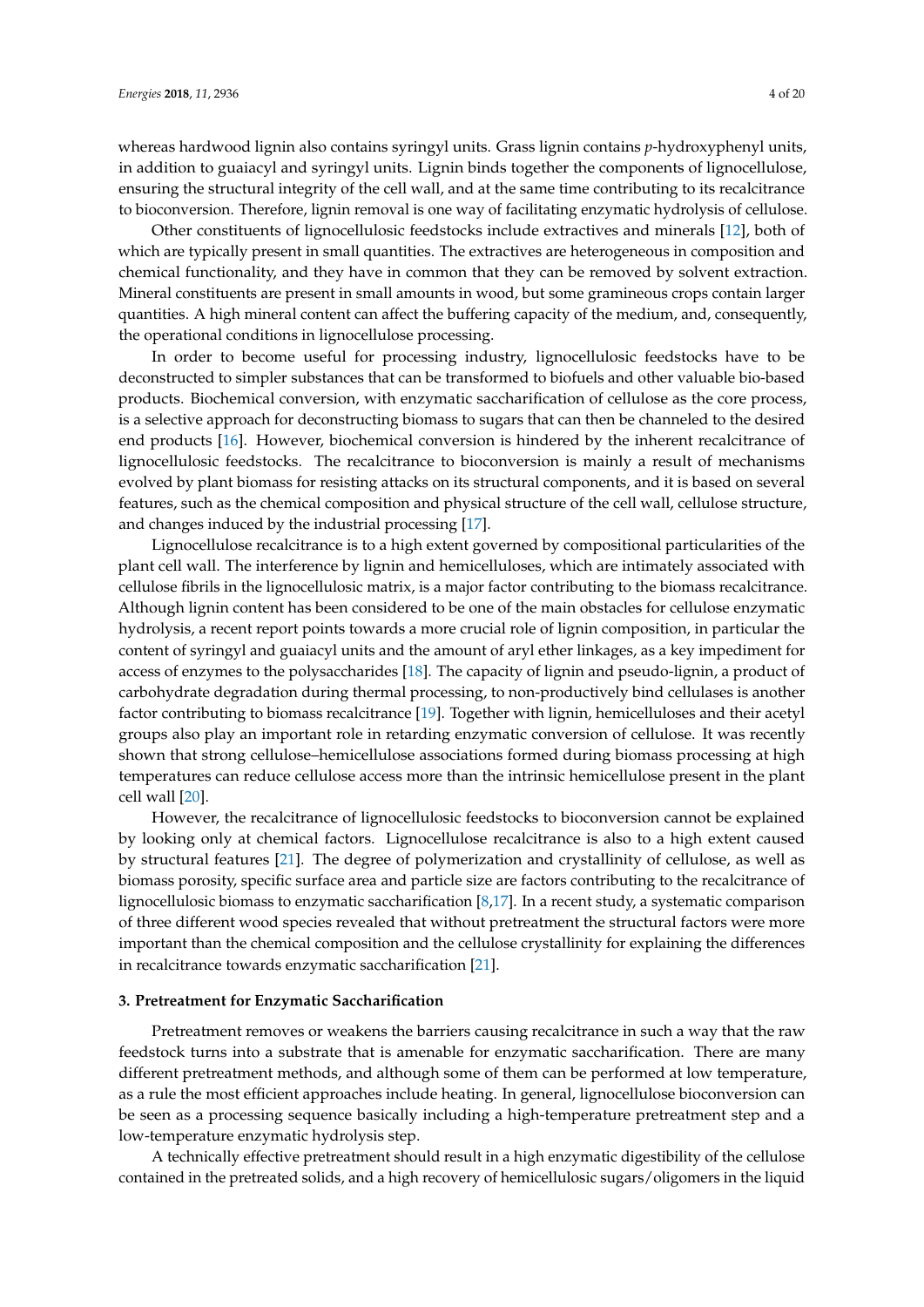whereas hardwood lignin also contains syringyl units. Grass lignin contains *p*-hydroxyphenyl units, in addition to guaiacyl and syringyl units. Lignin binds together the components of lignocellulose, ensuring the structural integrity of the cell wall, and at the same time contributing to its recalcitrance to bioconversion. Therefore, lignin removal is one way of facilitating enzymatic hydrolysis of cellulose.

Other constituents of lignocellulosic feedstocks include extractives and minerals [12], both of which are typically present in small quantities. The extractives are heterogeneous in composition and chemical functionality, and they have in common that they can be removed by solvent extraction. Mineral constituents are present in small amounts in wood, but some gramineous crops contain larger quantities. A high mineral content can affect the buffering capacity of the medium, and, consequently, the operational conditions in lignocellulose processing.

In order to become useful for processing industry, lignocellulosic feedstocks have to be deconstructed to simpler substances that can be transformed to biofuels and other valuable bio-based products. Biochemical conversion, with enzymatic saccharification of cellulose as the core process, is a selective approach for deconstructing biomass to sugars that can then be channeled to the desired end products [16]. However, biochemical conversion is hindered by the inherent recalcitrance of lignocellulosic feedstocks. The recalcitrance to bioconversion is mainly a result of mechanisms evolved by plant biomass for resisting attacks on its structural components, and it is based on several features, such as the chemical composition and physical structure of the cell wall, cellulose structure, and changes induced by the industrial processing [17].

Lignocellulose recalcitrance is to a high extent governed by compositional particularities of the plant cell wall. The interference by lignin and hemicelluloses, which are intimately associated with cellulose fibrils in the lignocellulosic matrix, is a major factor contributing to the biomass recalcitrance. Although lignin content has been considered to be one of the main obstacles for cellulose enzymatic hydrolysis, a recent report points towards a more crucial role of lignin composition, in particular the content of syringyl and guaiacyl units and the amount of aryl ether linkages, as a key impediment for access of enzymes to the polysaccharides [18]. The capacity of lignin and pseudo-lignin, a product of carbohydrate degradation during thermal processing, to non-productively bind cellulases is another factor contributing to biomass recalcitrance [19]. Together with lignin, hemicelluloses and their acetyl groups also play an important role in retarding enzymatic conversion of cellulose. It was recently shown that strong cellulose–hemicellulose associations formed during biomass processing at high temperatures can reduce cellulose access more than the intrinsic hemicellulose present in the plant cell wall [20].

However, the recalcitrance of lignocellulosic feedstocks to bioconversion cannot be explained by looking only at chemical factors. Lignocellulose recalcitrance is also to a high extent caused by structural features [21]. The degree of polymerization and crystallinity of cellulose, as well as biomass porosity, specific surface area and particle size are factors contributing to the recalcitrance of lignocellulosic biomass to enzymatic saccharification [8,17]. In a recent study, a systematic comparison of three different wood species revealed that without pretreatment the structural factors were more important than the chemical composition and the cellulose crystallinity for explaining the differences in recalcitrance towards enzymatic saccharification [21].

### 3. Pretreatment for Enzymatic Saccharification

Pretreatment removes or weakens the barriers causing recalcitrance in such a way that the raw feedstock turns into a substrate that is amenable for enzymatic saccharification. There are many different pretreatment methods, and although some of them can be performed at low temperature, as a rule the most efficient approaches include heating. In general, lignocellulose bioconversion can be seen as a processing sequence basically including a high-temperature pretreatment step and a low-temperature enzymatic hydrolysis step.

A technically effective pretreatment should result in a high enzymatic digestibility of the cellulose contained in the pretreated solids, and a high recovery of hemicellulosic sugars/oligomers in the liquid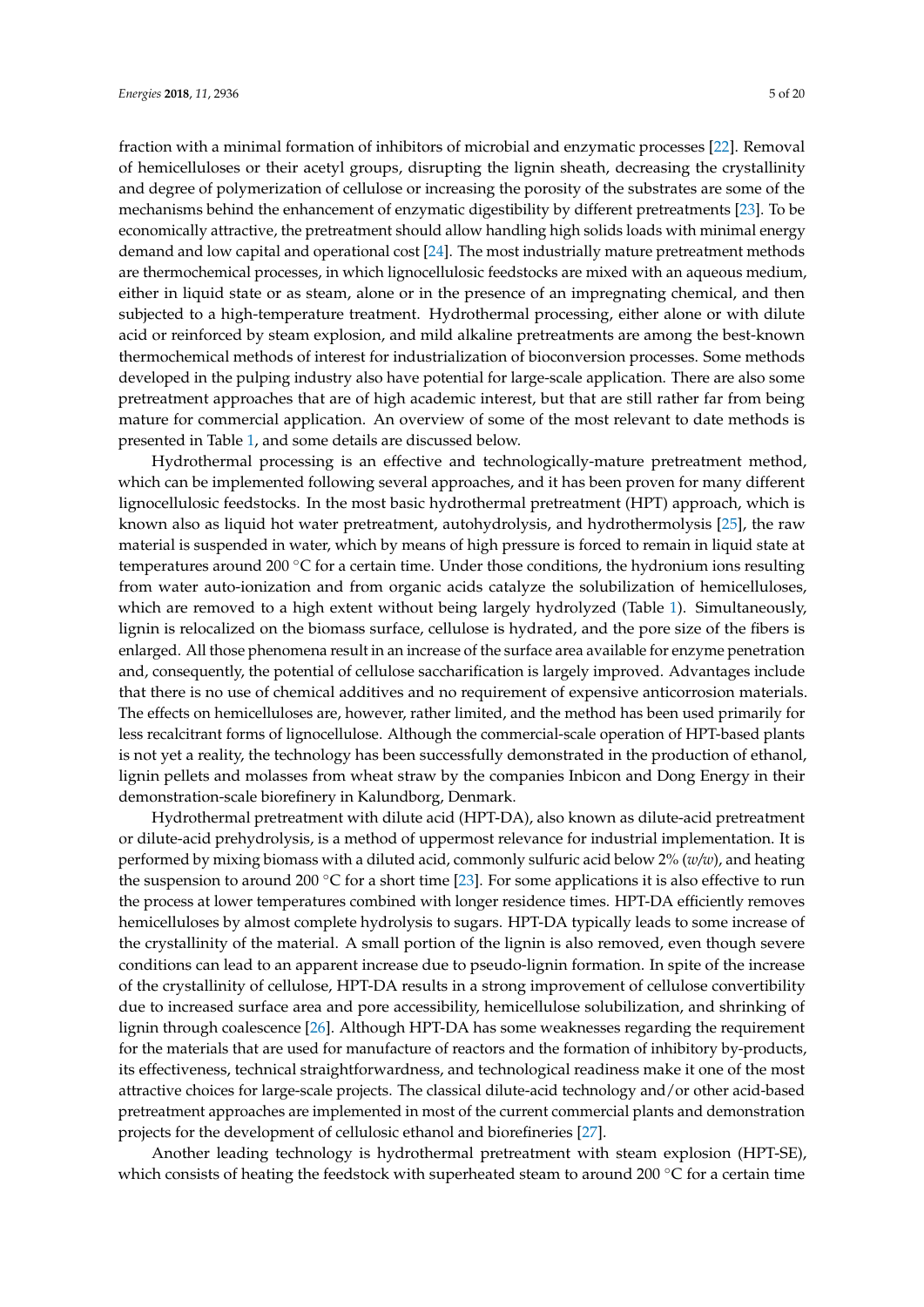fraction with a minimal formation of inhibitors of microbial and enzymatic processes [22]. Removal of hemicelluloses or their acetyl groups, disrupting the lignin sheath, decreasing the crystallinity and degree of polymerization of cellulose or increasing the porosity of the substrates are some of the mechanisms behind the enhancement of enzymatic digestibility by different pretreatments [23]. To be economically attractive, the pretreatment should allow handling high solids loads with minimal energy demand and low capital and operational cost [24]. The most industrially mature pretreatment methods are thermochemical processes, in which lignocellulosic feedstocks are mixed with an aqueous medium, either in liquid state or as steam, alone or in the presence of an impregnating chemical, and then subjected to a high-temperature treatment. Hydrothermal processing, either alone or with dilute acid or reinforced by steam explosion, and mild alkaline pretreatments are among the best-known thermochemical methods of interest for industrialization of bioconversion processes. Some methods developed in the pulping industry also have potential for large-scale application. There are also some pretreatment approaches that are of high academic interest, but that are still rather far from being mature for commercial application. An overview of some of the most relevant to date methods is presented in Table 1, and some details are discussed below.

Hydrothermal processing is an effective and technologically-mature pretreatment method, which can be implemented following several approaches, and it has been proven for many different lignocellulosic feedstocks. In the most basic hydrothermal pretreatment (HPT) approach, which is known also as liquid hot water pretreatment, autohydrolysis, and hydrothermolysis [25], the raw material is suspended in water, which by means of high pressure is forced to remain in liquid state at temperatures around 200 °C for a certain time. Under those conditions, the hydronium ions resulting from water auto-ionization and from organic acids catalyze the solubilization of hemicelluloses, which are removed to a high extent without being largely hydrolyzed (Table 1). Simultaneously, lignin is relocalized on the biomass surface, cellulose is hydrated, and the pore size of the fibers is enlarged. All those phenomena result in an increase of the surface area available for enzyme penetration and, consequently, the potential of cellulose saccharification is largely improved. Advantages include that there is no use of chemical additives and no requirement of expensive anticorrosion materials. The effects on hemicelluloses are, however, rather limited, and the method has been used primarily for less recalcitrant forms of lignocellulose. Although the commercial-scale operation of HPT-based plants is not yet a reality, the technology has been successfully demonstrated in the production of ethanol, lignin pellets and molasses from wheat straw by the companies Inbicon and Dong Energy in their demonstration-scale biorefinery in Kalundborg, Denmark.

Hydrothermal pretreatment with dilute acid (HPT-DA), also known as dilute-acid pretreatment or dilute-acid prehydrolysis, is a method of uppermost relevance for industrial implementation. It is performed by mixing biomass with a diluted acid, commonly sulfuric acid below 2% (*w/w*), and heating the suspension to around 200 °C for a short time [23]. For some applications it is also effective to run the process at lower temperatures combined with longer residence times. HPT-DA efficiently removes hemicelluloses by almost complete hydrolysis to sugars. HPT-DA typically leads to some increase of the crystallinity of the material. A small portion of the lignin is also removed, even though severe conditions can lead to an apparent increase due to pseudo-lignin formation. In spite of the increase of the crystallinity of cellulose, HPT-DA results in a strong improvement of cellulose convertibility due to increased surface area and pore accessibility, hemicellulose solubilization, and shrinking of lignin through coalescence [26]. Although HPT-DA has some weaknesses regarding the requirement for the materials that are used for manufacture of reactors and the formation of inhibitory by-products, its effectiveness, technical straightforwardness, and technological readiness make it one of the most attractive choices for large-scale projects. The classical dilute-acid technology and/or other acid-based pretreatment approaches are implemented in most of the current commercial plants and demonstration projects for the development of cellulosic ethanol and biorefineries [27].

Another leading technology is hydrothermal pretreatment with steam explosion (HPT-SE), which consists of heating the feedstock with superheated steam to around 200 °C for a certain time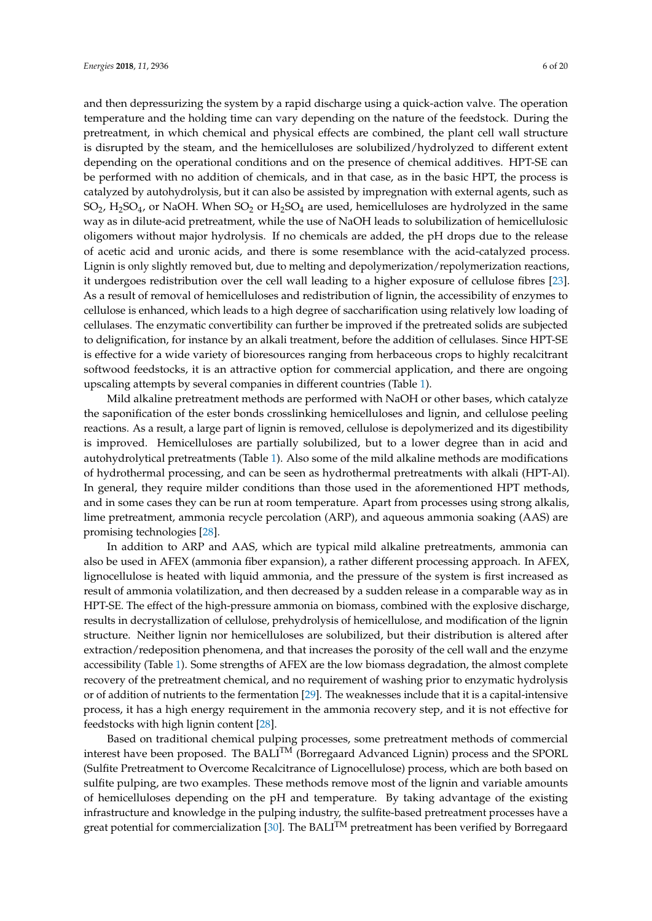and then depressurizing the system by a rapid discharge using a quick-action valve. The operation temperature and the holding time can vary depending on the nature of the feedstock. During the pretreatment, in which chemical and physical effects are combined, the plant cell wall structure is disrupted by the steam, and the hemicelluloses are solubilized/hydrolyzed to different extent depending on the operational conditions and on the presence of chemical additives. HPT-SE can be performed with no addition of chemicals, and in that case, as in the basic HPT, the process is catalyzed by autohydrolysis, but it can also be assisted by impregnation with external agents, such as $SO_2$, $H_2SO_4$, or NaOH. When $SO_2$ or $H_2SO_4$ are used, hemicelluloses are hydrolyzed in the same way as in dilute-acid pretreatment, while the use of NaOH leads to solubilization of hemicellulosic oligomers without major hydrolysis. If no chemicals are added, the pH drops due to the release of acetic acid and uronic acids, and there is some resemblance with the acid-catalyzed process. Lignin is only slightly removed but, due to melting and depolymerization/repolymerization reactions, it undergoes redistribution over the cell wall leading to a higher exposure of cellulose fibres [23]. As a result of removal of hemicelluloses and redistribution of lignin, the accessibility of enzymes to cellulose is enhanced, which leads to a high degree of saccharification using relatively low loading of cellulases. The enzymatic convertibility can further be improved if the pretreated solids are subjected to delignification, for instance by an alkali treatment, before the addition of cellulases. Since HPT-SE is effective for a wide variety of bioresources ranging from herbaceous crops to highly recalcitrant softwood feedstocks, it is an attractive option for commercial application, and there are ongoing upscaling attempts by several companies in different countries (Table 1).

Mild alkaline pretreatment methods are performed with NaOH or other bases, which catalyze the saponification of the ester bonds crosslinking hemicelluloses and lignin, and cellulose peeling reactions. As a result, a large part of lignin is removed, cellulose is depolymerized and its digestibility is improved. Hemicelluloses are partially solubilized, but to a lower degree than in acid and autohydrolytical pretreatments (Table 1). Also some of the mild alkaline methods are modifications of hydrothermal processing, and can be seen as hydrothermal pretreatments with alkali (HPT-Al). In general, they require milder conditions than those used in the aforementioned HPT methods, and in some cases they can be run at room temperature. Apart from processes using strong alkalis, lime pretreatment, ammonia recycle percolation (ARP), and aqueous ammonia soaking (AAS) are promising technologies [28].

In addition to ARP and AAS, which are typical mild alkaline pretreatments, ammonia can also be used in AFEX (ammonia fiber expansion), a rather different processing approach. In AFEX, lignocellulose is heated with liquid ammonia, and the pressure of the system is first increased as result of ammonia volatilization, and then decreased by a sudden release in a comparable way as in HPT-SE. The effect of the high-pressure ammonia on biomass, combined with the explosive discharge, results in decrystallization of cellulose, prehydrolysis of hemicellulose, and modification of the lignin structure. Neither lignin nor hemicelluloses are solubilized, but their distribution is altered after extraction/redeposition phenomena, and that increases the porosity of the cell wall and the enzyme accessibility (Table 1). Some strengths of AFEX are the low biomass degradation, the almost complete recovery of the pretreatment chemical, and no requirement of washing prior to enzymatic hydrolysis or of addition of nutrients to the fermentation [29]. The weaknesses include that it is a capital-intensive process, it has a high energy requirement in the ammonia recovery step, and it is not effective for feedstocks with high lignin content [28].

Based on traditional chemical pulping processes, some pretreatment methods of commercial interest have been proposed. The BALI™ (Borregaard Advanced Lignin) process and the SPORL (Sulfite Pretreatment to Overcome Recalcitrance of Lignocellulose) process, which are both based on sulfite pulping, are two examples. These methods remove most of the lignin and variable amounts of hemicelluloses depending on the pH and temperature. By taking advantage of the existing infrastructure and knowledge in the pulping industry, the sulfite-based pretreatment processes have a great potential for commercialization [30]. The BALI™ pretreatment has been verified by Borregaard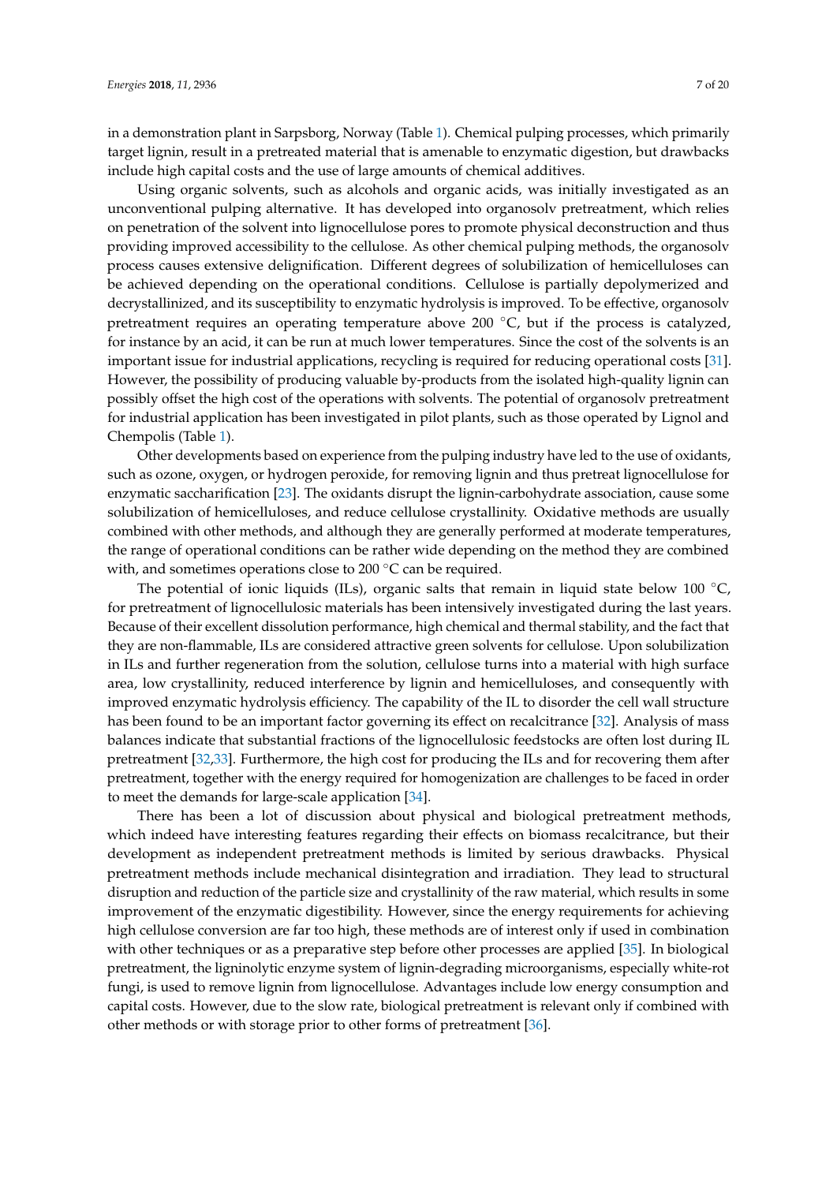in a demonstration plant in Sarpsborg, Norway (Table 1). Chemical pulping processes, which primarily target lignin, result in a pretreated material that is amenable to enzymatic digestion, but drawbacks include high capital costs and the use of large amounts of chemical additives.

Using organic solvents, such as alcohols and organic acids, was initially investigated as an unconventional pulping alternative. It has developed into organosolv pretreatment, which relies on penetration of the solvent into lignocellulose pores to promote physical deconstruction and thus providing improved accessibility to the cellulose. As other chemical pulping methods, the organosolv process causes extensive delignification. Different degrees of solubilization of hemicelluloses can be achieved depending on the operational conditions. Cellulose is partially depolymerized and decrystallinized, and its susceptibility to enzymatic hydrolysis is improved. To be effective, organosolv pretreatment requires an operating temperature above 200 °C, but if the process is catalyzed, for instance by an acid, it can be run at much lower temperatures. Since the cost of the solvents is an important issue for industrial applications, recycling is required for reducing operational costs [31]. However, the possibility of producing valuable by-products from the isolated high-quality lignin can possibly offset the high cost of the operations with solvents. The potential of organosolv pretreatment for industrial application has been investigated in pilot plants, such as those operated by Lignol and Chempolis (Table 1).

Other developments based on experience from the pulping industry have led to the use of oxidants, such as ozone, oxygen, or hydrogen peroxide, for removing lignin and thus pretreat lignocellulose for enzymatic saccharification [23]. The oxidants disrupt the lignin-carbohydrate association, cause some solubilization of hemicelluloses, and reduce cellulose crystallinity. Oxidative methods are usually combined with other methods, and although they are generally performed at moderate temperatures, the range of operational conditions can be rather wide depending on the method they are combined with, and sometimes operations close to 200 °C can be required.

The potential of ionic liquids (ILs), organic salts that remain in liquid state below 100 °C, for pretreatment of lignocellulosic materials has been intensively investigated during the last years. Because of their excellent dissolution performance, high chemical and thermal stability, and the fact that they are non-flammable, ILs are considered attractive green solvents for cellulose. Upon solubilization in ILs and further regeneration from the solution, cellulose turns into a material with high surface area, low crystallinity, reduced interference by lignin and hemicelluloses, and consequently with improved enzymatic hydrolysis efficiency. The capability of the IL to disorder the cell wall structure has been found to be an important factor governing its effect on recalcitrance [32]. Analysis of mass balances indicate that substantial fractions of the lignocellulosic feedstocks are often lost during IL pretreatment [32,33]. Furthermore, the high cost for producing the ILs and for recovering them after pretreatment, together with the energy required for homogenization are challenges to be faced in order to meet the demands for large-scale application [34].

There has been a lot of discussion about physical and biological pretreatment methods, which indeed have interesting features regarding their effects on biomass recalcitrance, but their development as independent pretreatment methods is limited by serious drawbacks. Physical pretreatment methods include mechanical disintegration and irradiation. They lead to structural disruption and reduction of the particle size and crystallinity of the raw material, which results in some improvement of the enzymatic digestibility. However, since the energy requirements for achieving high cellulose conversion are far too high, these methods are of interest only if used in combination with other techniques or as a preparative step before other processes are applied [35]. In biological pretreatment, the ligninolytic enzyme system of lignin-degrading microorganisms, especially white-rot fungi, is used to remove lignin from lignocellulose. Advantages include low energy consumption and capital costs. However, due to the slow rate, biological pretreatment is relevant only if combined with other methods or with storage prior to other forms of pretreatment [36].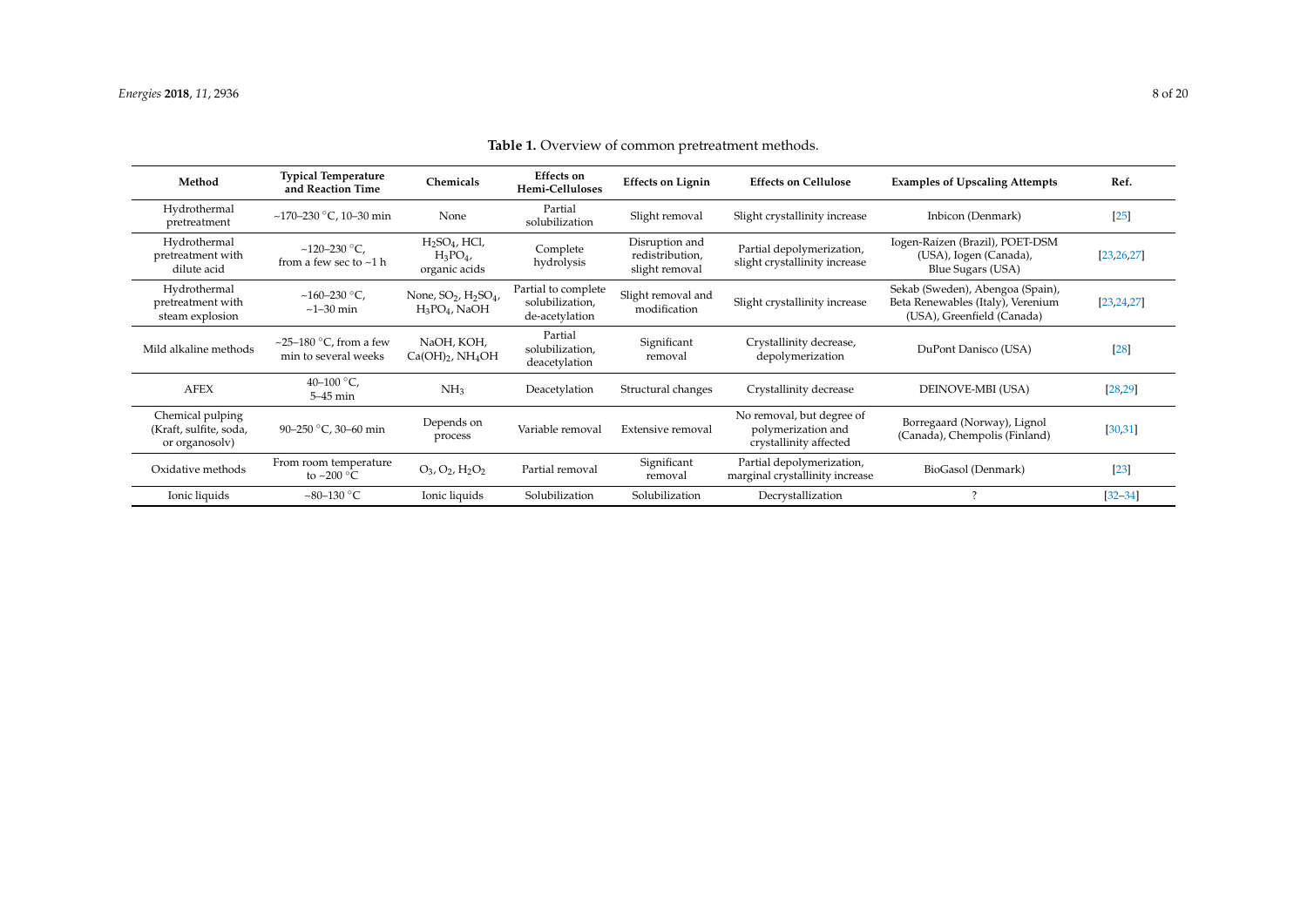**Table 1.** Overview of common pretreatment methods.

| Method | Typical Temperature and Reaction Time | Chemicals | Effects on Hemi-Celluloses | Effects on Lignin | Effects on Cellulose | Examples of Upscaling Attempts | Ref. |
|---|---|---|---|---|---|---|---|
| Hydrothermal pretreatment | ~170–230 °C, 10–30 min | None | Partial solubilization | Slight removal | Slight crystallinity increase | Inbicon (Denmark) | [25] |
| Hydrothermal pretreatment with dilute acid | ~120–230 °C, from a few sec to ~1 h | $H_2SO_4$, HCl, $H_3PO_4$, organic acids | Complete hydrolysis | Disruption and redistribution, slight removal | Partial depolymerization, slight crystallinity increase | Iogen-Raízen (Brazil), POET-DSM (USA), Iogen (Canada), Blue Sugars (USA) | [23,26,27] |
| Hydrothermal pretreatment with steam explosion | ~160–230 °C, ~1–30 min | None, $SO_2$, $H_2SO_4$, $H_3PO_4$, NaOH | Partial to complete solubilization, de-acetylation | Slight removal and modification | Slight crystallinity increase | Sekab (Sweden), Abengoa (Spain), Beta Renewables (Italy), Verenium (USA), Greenfield (Canada) | [23,24,27] |
| Mild alkaline methods | ~25–180 °C, from a few min to several weeks | NaOH, KOH, $Ca(OH)_2$, $NH_4OH$ | Partial solubilization, deacetylation | Significant removal | Crystallinity decrease, depolymerization | DuPont Danisco (USA) | [28] |
| AFEX | 40–100 °C, 5–45 min | $NH_3$ | Deacetylation | Structural changes | Crystallinity decrease | DEINOVE-MBI (USA) | [28,29] |
| Chemical pulping (Kraft, sulfite, soda, or organosolv) | 90–250 °C, 30–60 min | Depends on process | Variable removal | Extensive removal | No removal, but degree of polymerization and crystallinity affected | Borregaard (Norway), Lignol (Canada), Chempolis (Finland) | [30,31] |
| Oxidative methods | From room temperature to ~200 °C | $O_3$, $O_2$, $H_2O_2$ | Partial removal | Significant removal | Partial depolymerization, marginal crystallinity increase | BioGasol (Denmark) | [23] |
| Ionic liquids | ~80–130 °C | Ionic liquids | Solubilization | Solubilization | Decrystallization | ? | [32–34] |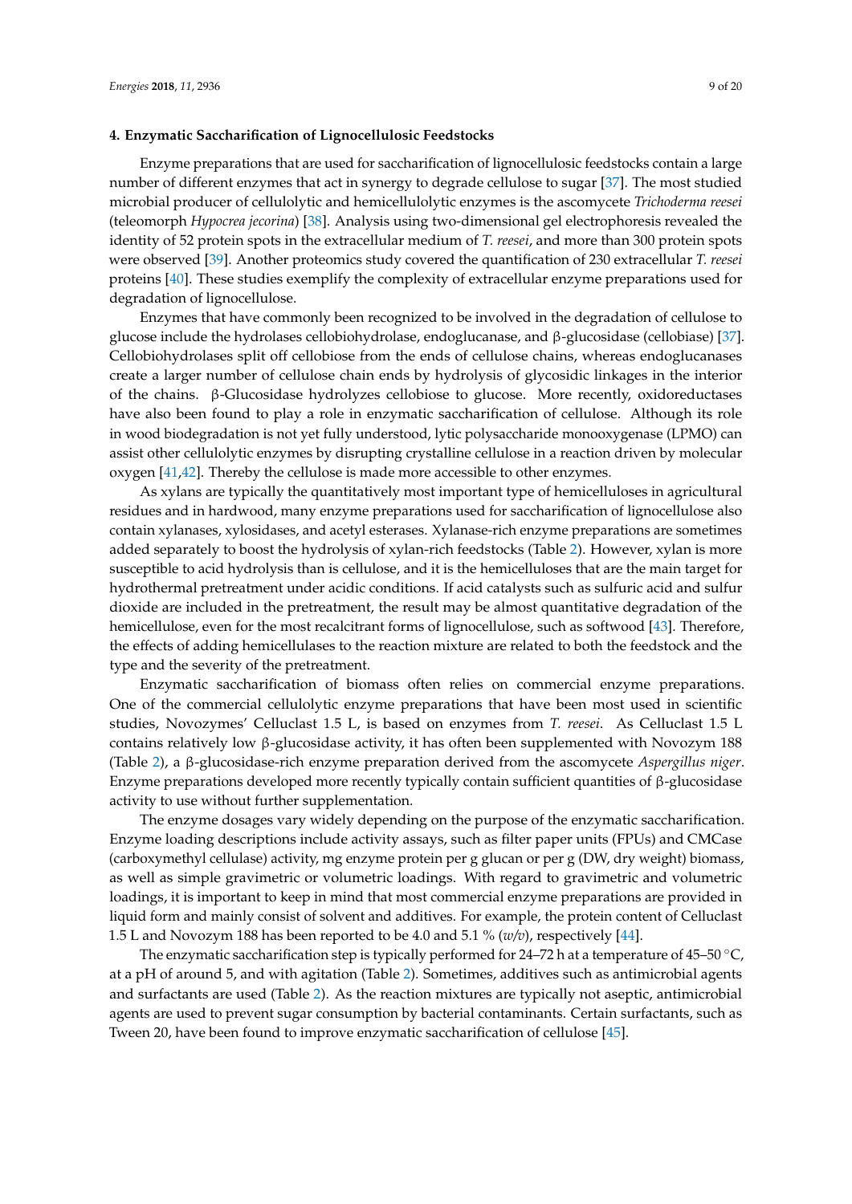#### 4. Enzymatic Saccharification of Lignocellulosic Feedstocks

Enzyme preparations that are used for saccharification of lignocellulosic feedstocks contain a large number of different enzymes that act in synergy to degrade cellulose to sugar [37]. The most studied microbial producer of cellulolytic and hemicellulolytic enzymes is the ascomycete *Trichoderma reesei* (teleomorph *Hypocrea jecorina*) [38]. Analysis using two-dimensional gel electrophoresis revealed the identity of 52 protein spots in the extracellular medium of *T. reesei*, and more than 300 protein spots were observed [39]. Another proteomics study covered the quantification of 230 extracellular *T. reesei* proteins [40]. These studies exemplify the complexity of extracellular enzyme preparations used for degradation of lignocellulose.

Enzymes that have commonly been recognized to be involved in the degradation of cellulose to glucose include the hydrolases cellobiohydrolase, endoglucanase, and β-glucosidase (cellobiase) [37]. Cellobiohydrolases split off cellobiose from the ends of cellulose chains, whereas endoglucanases create a larger number of cellulose chain ends by hydrolysis of glycosidic linkages in the interior of the chains. β-Glucosidase hydrolyzes cellobiose to glucose. More recently, oxidoreductases have also been found to play a role in enzymatic saccharification of cellulose. Although its role in wood biodegradation is not yet fully understood, lytic polysaccharide monooxygenase (LPMO) can assist other cellulolytic enzymes by disrupting crystalline cellulose in a reaction driven by molecular oxygen [41,42]. Thereby the cellulose is made more accessible to other enzymes.

As xylans are typically the quantitatively most important type of hemicelluloses in agricultural residues and in hardwood, many enzyme preparations used for saccharification of lignocellulose also contain xylanases, xylosidases, and acetyl esterases. Xylanase-rich enzyme preparations are sometimes added separately to boost the hydrolysis of xylan-rich feedstocks (Table 2). However, xylan is more susceptible to acid hydrolysis than is cellulose, and it is the hemicelluloses that are the main target for hydrothermal pretreatment under acidic conditions. If acid catalysts such as sulfuric acid and sulfur dioxide are included in the pretreatment, the result may be almost quantitative degradation of the hemicellulose, even for the most recalcitrant forms of lignocellulose, such as softwood [43]. Therefore, the effects of adding hemicellulases to the reaction mixture are related to both the feedstock and the type and the severity of the pretreatment.

Enzymatic saccharification of biomass often relies on commercial enzyme preparations. One of the commercial cellulolytic enzyme preparations that have been most used in scientific studies, Novozymes' Celluclast 1.5 L, is based on enzymes from *T. reesei*. As Celluclast 1.5 L contains relatively low β-glucosidase activity, it has often been supplemented with Novozym 188 (Table 2), a β-glucosidase-rich enzyme preparation derived from the ascomycete *Aspergillus niger*. Enzyme preparations developed more recently typically contain sufficient quantities of β-glucosidase activity to use without further supplementation.

The enzyme dosages vary widely depending on the purpose of the enzymatic saccharification. Enzyme loading descriptions include activity assays, such as filter paper units (FPUs) and CMCase (carboxymethyl cellulase) activity, mg enzyme protein per g glucan or per g (DW, dry weight) biomass, as well as simple gravimetric or volumetric loadings. With regard to gravimetric and volumetric loadings, it is important to keep in mind that most commercial enzyme preparations are provided in liquid form and mainly consist of solvent and additives. For example, the protein content of Celluclast 1.5 L and Novozym 188 has been reported to be 4.0 and 5.1 % (*w/v*), respectively [44].

The enzymatic saccharification step is typically performed for 24–72 h at a temperature of 45–50 °C, at a pH of around 5, and with agitation (Table 2). Sometimes, additives such as antimicrobial agents and surfactants are used (Table 2). As the reaction mixtures are typically not aseptic, antimicrobial agents are used to prevent sugar consumption by bacterial contaminants. Certain surfactants, such as Tween 20, have been found to improve enzymatic saccharification of cellulose [45].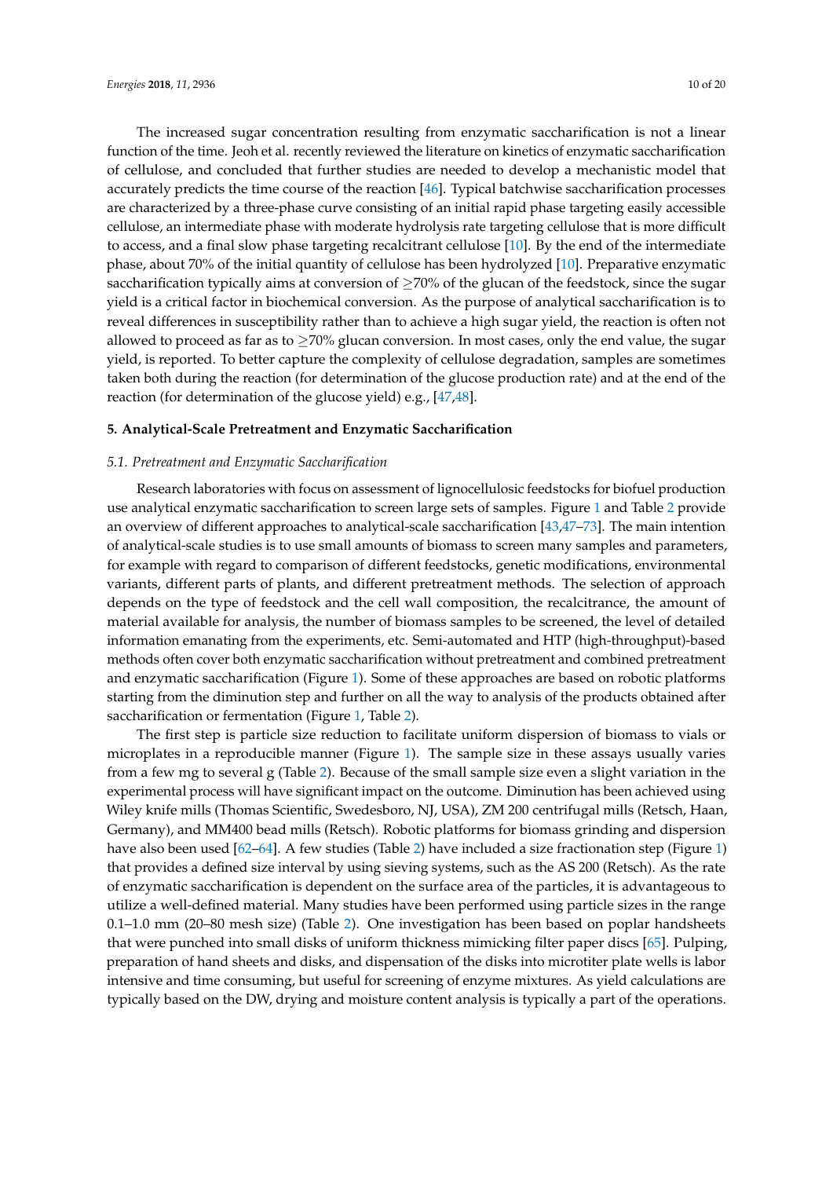The increased sugar concentration resulting from enzymatic saccharification is not a linear function of the time. Jeoh et al. recently reviewed the literature on kinetics of enzymatic saccharification of cellulose, and concluded that further studies are needed to develop a mechanistic model that accurately predicts the time course of the reaction [46]. Typical batchwise saccharification processes are characterized by a three-phase curve consisting of an initial rapid phase targeting easily accessible cellulose, an intermediate phase with moderate hydrolysis rate targeting cellulose that is more difficult to access, and a final slow phase targeting recalcitrant cellulose [10]. By the end of the intermediate phase, about 70% of the initial quantity of cellulose has been hydrolyzed [10]. Preparative enzymatic saccharification typically aims at conversion of $\geq$70% of the glucan of the feedstock, since the sugar yield is a critical factor in biochemical conversion. As the purpose of analytical saccharification is to reveal differences in susceptibility rather than to achieve a high sugar yield, the reaction is often not allowed to proceed as far as to $\geq$70% glucan conversion. In most cases, only the end value, the sugar yield, is reported. To better capture the complexity of cellulose degradation, samples are sometimes taken both during the reaction (for determination of the glucose production rate) and at the end of the reaction (for determination of the glucose yield) e.g., [47,48].

## 5. Analytical-Scale Pretreatment and Enzymatic Saccharification

### *5.1. Pretreatment and Enzymatic Saccharification*

Research laboratories with focus on assessment of lignocellulosic feedstocks for biofuel production use analytical enzymatic saccharification to screen large sets of samples. Figure 1 and Table 2 provide an overview of different approaches to analytical-scale saccharification [43,47–73]. The main intention of analytical-scale studies is to use small amounts of biomass to screen many samples and parameters, for example with regard to comparison of different feedstocks, genetic modifications, environmental variants, different parts of plants, and different pretreatment methods. The selection of approach depends on the type of feedstock and the cell wall composition, the recalcitrance, the amount of material available for analysis, the number of biomass samples to be screened, the level of detailed information emanating from the experiments, etc. Semi-automated and HTP (high-throughput)-based methods often cover both enzymatic saccharification without pretreatment and combined pretreatment and enzymatic saccharification (Figure 1). Some of these approaches are based on robotic platforms starting from the diminution step and further on all the way to analysis of the products obtained after saccharification or fermentation (Figure 1, Table 2).

The first step is particle size reduction to facilitate uniform dispersion of biomass to vials or microplates in a reproducible manner (Figure 1). The sample size in these assays usually varies from a few mg to several g (Table 2). Because of the small sample size even a slight variation in the experimental process will have significant impact on the outcome. Diminution has been achieved using Wiley knife mills (Thomas Scientific, Swedesboro, NJ, USA), ZM 200 centrifugal mills (Retsch, Haan, Germany), and MM400 bead mills (Retsch). Robotic platforms for biomass grinding and dispersion have also been used [62–64]. A few studies (Table 2) have included a size fractionation step (Figure 1) that provides a defined size interval by using sieving systems, such as the AS 200 (Retsch). As the rate of enzymatic saccharification is dependent on the surface area of the particles, it is advantageous to utilize a well-defined material. Many studies have been performed using particle sizes in the range 0.1–1.0 mm (20–80 mesh size) (Table 2). One investigation has been based on poplar handsheets that were punched into small disks of uniform thickness mimicking filter paper discs [65]. Pulping, preparation of hand sheets and disks, and dispensation of the disks into microtiter plate wells is labor intensive and time consuming, but useful for screening of enzyme mixtures. As yield calculations are typically based on the DW, drying and moisture content analysis is typically a part of the operations.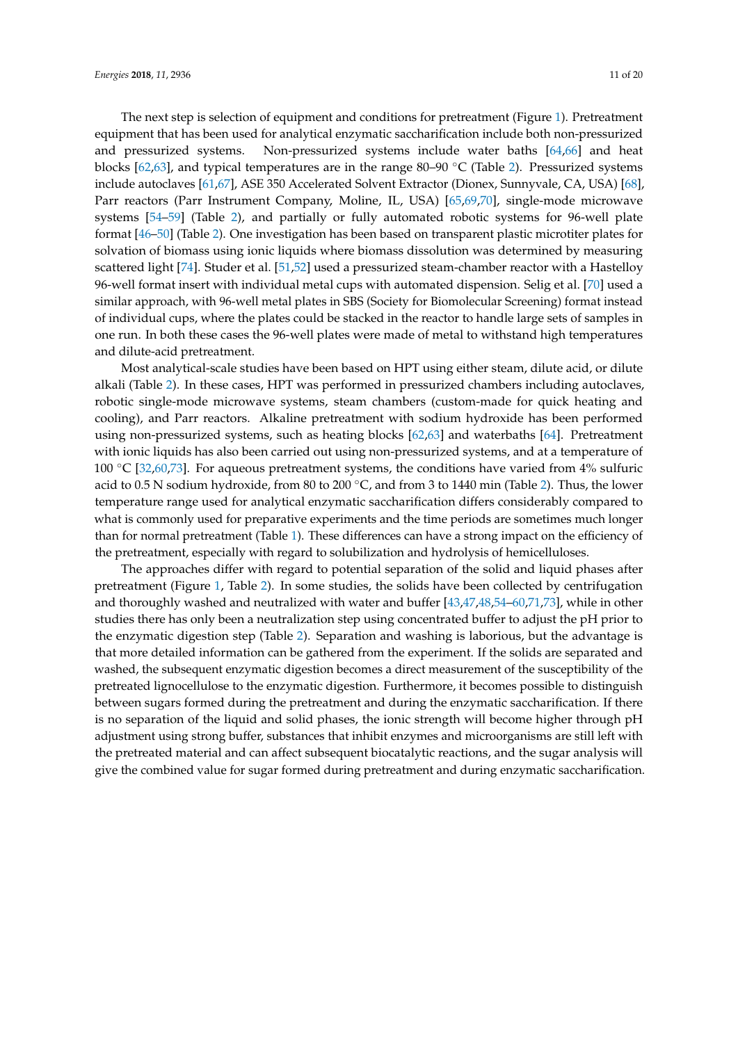The next step is selection of equipment and conditions for pretreatment (Figure 1). Pretreatment equipment that has been used for analytical enzymatic saccharification include both non-pressurized and pressurized systems. Non-pressurized systems include water baths [64,66] and heat blocks [62,63], and typical temperatures are in the range 80–90 °C (Table 2). Pressurized systems include autoclaves [61,67], ASE 350 Accelerated Solvent Extractor (Dionex, Sunnyvale, CA, USA) [68], Parr reactors (Parr Instrument Company, Moline, IL, USA) [65,69,70], single-mode microwave systems [54–59] (Table 2), and partially or fully automated robotic systems for 96-well plate format [46–50] (Table 2). One investigation has been based on transparent plastic microtiter plates for solvation of biomass using ionic liquids where biomass dissolution was determined by measuring scattered light [74]. Studer et al. [51,52] used a pressurized steam-chamber reactor with a Hastelloy 96-well format insert with individual metal cups with automated dispension. Selig et al. [70] used a similar approach, with 96-well metal plates in SBS (Society for Biomolecular Screening) format instead of individual cups, where the plates could be stacked in the reactor to handle large sets of samples in one run. In both these cases the 96-well plates were made of metal to withstand high temperatures and dilute-acid pretreatment.

Most analytical-scale studies have been based on HPT using either steam, dilute acid, or dilute alkali (Table 2). In these cases, HPT was performed in pressurized chambers including autoclaves, robotic single-mode microwave systems, steam chambers (custom-made for quick heating and cooling), and Parr reactors. Alkaline pretreatment with sodium hydroxide has been performed using non-pressurized systems, such as heating blocks [62,63] and waterbaths [64]. Pretreatment with ionic liquids has also been carried out using non-pressurized systems, and at a temperature of 100 °C [32,60,73]. For aqueous pretreatment systems, the conditions have varied from 4% sulfuric acid to 0.5 N sodium hydroxide, from 80 to 200 °C, and from 3 to 1440 min (Table 2). Thus, the lower temperature range used for analytical enzymatic saccharification differs considerably compared to what is commonly used for preparative experiments and the time periods are sometimes much longer than for normal pretreatment (Table 1). These differences can have a strong impact on the efficiency of the pretreatment, especially with regard to solubilization and hydrolysis of hemicelluloses.

The approaches differ with regard to potential separation of the solid and liquid phases after pretreatment (Figure 1, Table 2). In some studies, the solids have been collected by centrifugation and thoroughly washed and neutralized with water and buffer [43,47,48,54–60,71,73], while in other studies there has only been a neutralization step using concentrated buffer to adjust the pH prior to the enzymatic digestion step (Table 2). Separation and washing is laborious, but the advantage is that more detailed information can be gathered from the experiment. If the solids are separated and washed, the subsequent enzymatic digestion becomes a direct measurement of the susceptibility of the pretreated lignocellulose to the enzymatic digestion. Furthermore, it becomes possible to distinguish between sugars formed during the pretreatment and during the enzymatic saccharification. If there is no separation of the liquid and solid phases, the ionic strength will become higher through pH adjustment using strong buffer, substances that inhibit enzymes and microorganisms are still left with the pretreated material and can affect subsequent biocatalytic reactions, and the sugar analysis will give the combined value for sugar formed during pretreatment and during enzymatic saccharification.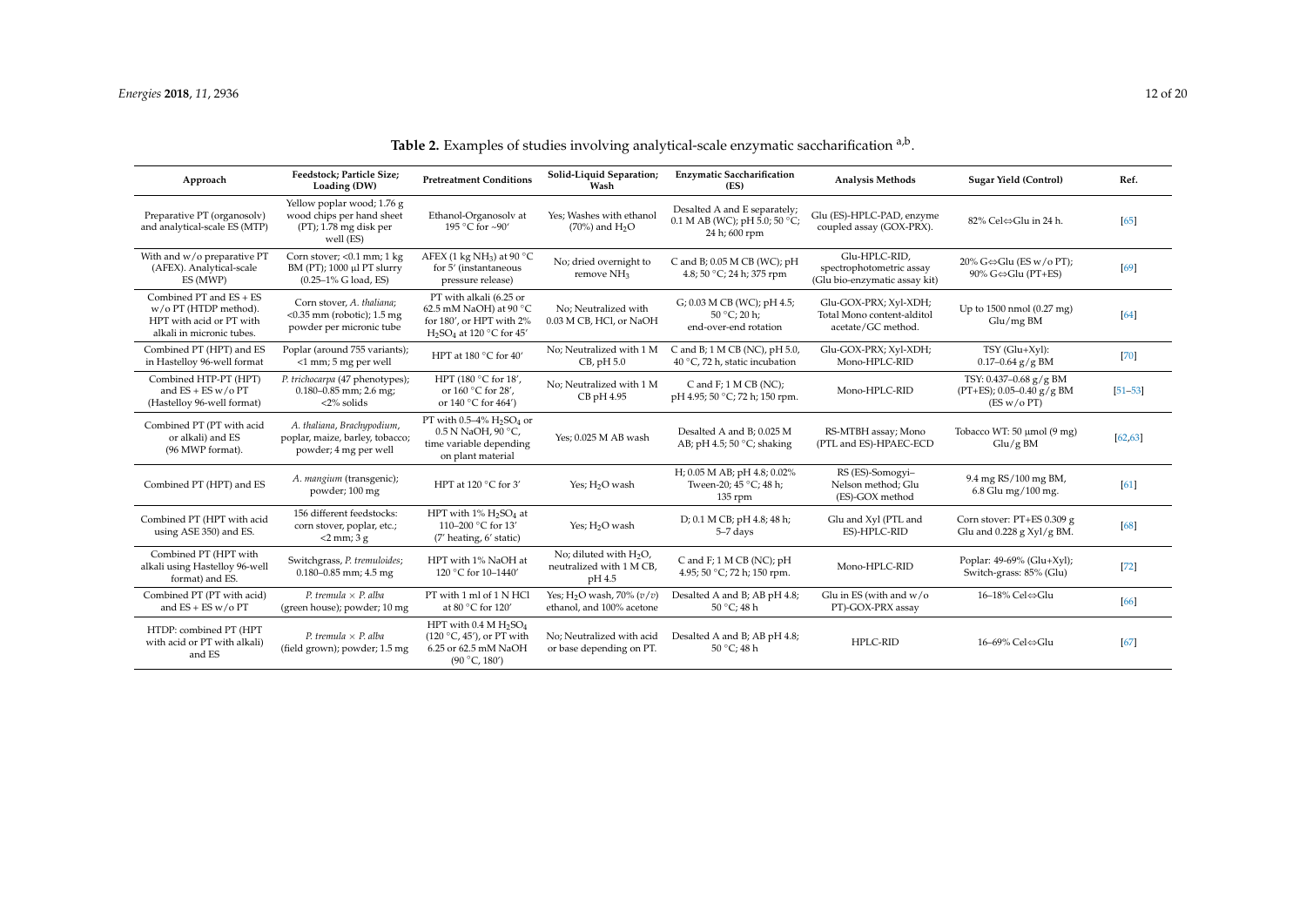**Table 2.** Examples of studies involving analytical-scale enzymatic saccharification [a,b].

| Approach | Feedstock; Particle Size; Loading (DW) | Pretreatment Conditions | Solid-Liquid Separation; Wash | Enzymatic Saccharification (ES) | Analysis Methods | Sugar Yield (Control) | Ref. |
|---|---|---|---|---|---|---|---|
| Preparative PT (organosolv) and analytical-scale ES (MTP) | Yellow poplar wood; 1.76 g wood chips per hand sheet (PT); 1.78 mg disk per well (ES) | Ethanol-Organosolv at 195 °C for ~90′ | Yes; Washes with ethanol (70%) and $H_2O$ | Desalted A and E separately; 0.1 M AB (WC); pH 5.0; 50 °C; 24 h; 600 rpm | Glu (ES)-HPLC-PAD, enzyme coupled assay (GOX-PRX). | 82% Cel⇔Glu in 24 h. | [65] |
| With and w/o preparative PT (AFEX). Analytical-scale ES (MWP) | Corn stover; <0.1 mm; 1 kg BM (PT); 1000 µl PT slurry (0.25–1% G load, ES) | AFEX (1 kg $NH_3$) at 90 °C for 5′ (instantaneous pressure release) | No; dried overnight to remove $NH_3$ | C and B; 0.05 M CB (WC); pH 4.8; 50 °C; 24 h; 375 rpm | Glu-HPLC-RID, spectrophotometric assay (Glu bio-enzymatic assay kit) | 20% G⇔Glu (ES w/o PT); 90% G⇔Glu (PT+ES) | [69] |
| Combined PT and ES + ES w/o PT (HTDP method). HPT with acid or PT with alkali in micronic tubes. | Corn stover, *A. thaliana*; <0.35 mm (robotic); 1.5 mg powder per micronic tube | PT with alkali (6.25 or 62.5 mM NaOH) at 90 °C for 180′, or HPT with 2% $H_2SO_4$ at 120 °C for 45′ | No; Neutralized with 0.03 M CB, HCl, or NaOH | G; 0.03 M CB (WC); pH 4.5; 50 °C; 20 h; end-over-end rotation | Glu-GOX-PRX; Xyl-XDH; Total Mono content-alditol acetate/GC method. | Up to 1500 nmol (0.27 mg) Glu/mg BM | [64] |
| Combined PT (HPT) and ES in Hastelloy 96-well format | Poplar (around 755 variants); <1 mm; 5 mg per well | HPT at 180 °C for 40′ | No; Neutralized with 1 M CB, pH 5.0 | C and B; 1 M CB (NC), pH 5.0, 40 °C, 72 h, static incubation | Glu-GOX-PRX; Xyl-XDH; Mono-HPLC-RID | TSY (Glu+Xyl): 0.17–0.64 g/g BM | [70] |
| Combined HTP-PT (HPT) and ES + ES w/o PT (Hastelloy 96-well format) | *P. trichocarpa* (47 phenotypes); 0.180–0.85 mm; 2.6 mg; <2% solids | HPT (180 °C for 18′, or 160 °C for 28′, or 140 °C for 464′) | No; Neutralized with 1 M CB pH 4.95 | C and F; 1 M CB (NC); pH 4.95; 50 °C; 72 h; 150 rpm. | Mono-HPLC-RID | TSY: 0.437–0.68 g/g BM (PT+ES); 0.05–0.40 g/g BM (ES w/o PT) | [51–53] |
| Combined PT (PT with acid or alkali) and ES (96 MWP format). | *A. thaliana*, *Brachypodium*, poplar, maize, barley, tobacco; powder; 4 mg per well | PT with 0.5–4% $H_2SO_4$ or 0.5 N NaOH, 90 °C, time variable depending on plant material | Yes; 0.025 M AB wash | Desalted A and B; 0.025 M AB; pH 4.5; 50 °C; shaking | RS-MTBH assay; Mono (PTL and ES)-HPAEC-ECD | Tobacco WT: 50 µmol (9 mg) Glu/g BM | [62,63] |
| Combined PT (HPT) and ES | *A. mangium* (transgenic); powder; 100 mg | HPT at 120 °C for 3′ | Yes; $H_2O$ wash | H; 0.05 M AB; pH 4.8; 0.02% Tween-20; 45 °C; 48 h; 135 rpm | RS (ES)-Somogyi–Nelson method; Glu (ES)-GOX method | 9.4 mg RS/100 mg BM, 6.8 Glu mg/100 mg. | [61] |
| Combined PT (HPT with acid using ASE 350) and ES. | 156 different feedstocks: corn stover, poplar, etc.; <2 mm; 3 g | HPT with 1% $H_2SO_4$ at 110–200 °C for 13′ (7′ heating, 6′ static) | Yes; $H_2O$ wash | D; 0.1 M CB; pH 4.8; 48 h; 5–7 days | Glu and Xyl (PTL and ES)-HPLC-RID | Corn stover: PT+ES 0.309 g Glu and 0.228 g Xyl/g BM. | [68] |
| Combined PT (HPT with alkali using Hastelloy 96-well format) and ES. | Switchgrass, *P. tremuloides*; 0.180–0.85 mm; 4.5 mg | HPT with 1% NaOH at 120 °C for 10–1440′ | No; diluted with $H_2O$, neutralized with 1 M CB, pH 4.5 | C and F; 1 M CB (NC); pH 4.95; 50 °C; 72 h; 150 rpm. | Mono-HPLC-RID | Poplar: 49-69% (Glu+Xyl); Switch-grass: 85% (Glu) | [72] |
| Combined PT (PT with acid) and ES + ES w/o PT | *P. tremula* × *P. alba* (green house); powder; 10 mg | PT with 1 ml of 1 N HCl at 80 °C for 120′ | Yes; $H_2O$ wash, 70% (v/v) ethanol, and 100% acetone | Desalted A and B; AB pH 4.8; 50 °C; 48 h | Glu in ES (with and w/o PT)-GOX-PRX assay | 16–18% Cel⇔Glu | [66] |
| HTDP: combined PT (HPT with acid or PT with alkali) and ES | *P. tremula* × *P. alba* (field grown); powder; 1.5 mg | HPT with 0.4 M $H_2SO_4$ (120 °C, 45′), or PT with 6.25 or 62.5 mM NaOH (90 °C, 180′) | No; Neutralized with acid or base depending on PT. | Desalted A and B; AB pH 4.8; 50 °C; 48 h | HPLC-RID | 16–69% Cel⇔Glu | [67] |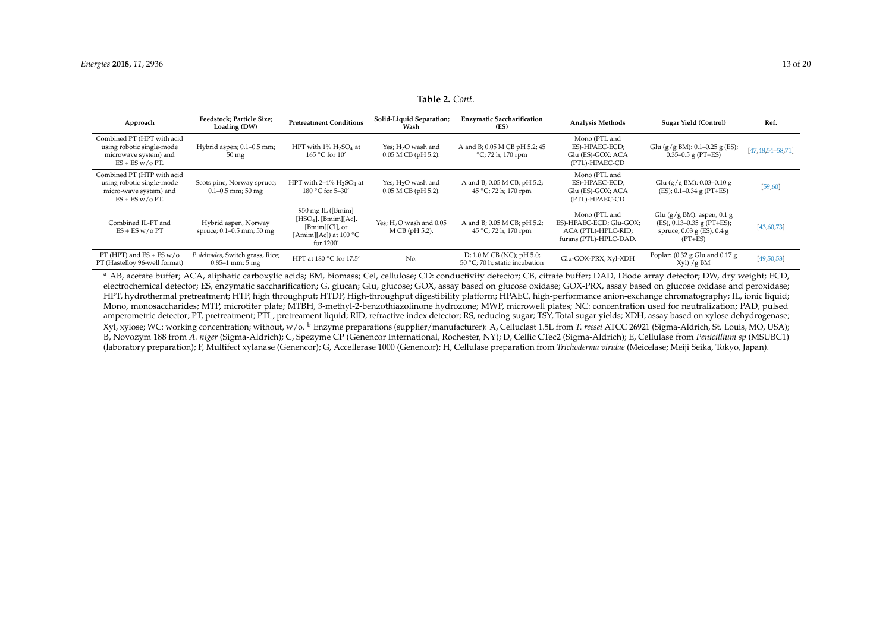**Table 2.** *Cont.*

| Approach | Feedstock; Particle Size; Loading (DW) | Pretreatment Conditions | Solid-Liquid Separation; Wash | Enzymatic Saccharification (ES) | Analysis Methods | Sugar Yield (Control) | Ref. |
|---|---|---|---|---|---|---|---|
| Combined PT (HPT with acid using robotic single-mode microwave system) and ES + ES w/o PT. | Hybrid aspen; 0.1–0.5 mm; 50 mg | HPT with 1% $H_2SO_4$ at 165 °C for 10′ | Yes; $H_2O$ wash and 0.05 M CB (pH 5.2). | A and B; 0.05 M CB pH 5.2; 45 °C; 72 h; 170 rpm | Mono (PTL and ES)-HPAEC-ECD; Glu (ES)-GOX; ACA (PTL)-HPAEC-CD | Glu (g/g BM): 0.1–0.25 g (ES); 0.35–0.5 g (PT+ES) | [47,48,54–58,71] |
| Combined PT (HTP with acid using robotic single-mode micro-wave system) and ES + ES w/o PT. | Scots pine, Norway spruce; 0.1–0.5 mm; 50 mg | HPT with 2–4% $H_2SO_4$ at 180 °C for 5–30′ | Yes; $H_2O$ wash and 0.05 M CB (pH 5.2). | A and B; 0.05 M CB; pH 5.2; 45 °C; 72 h; 170 rpm | Mono (PTL and ES)-HPAEC-ECD; Glu (ES)-GOX; ACA (PTL)-HPAEC-CD | Glu (g/g BM): 0.03–0.10 g (ES); 0.1–0.34 g (PT+ES) | [59,60] |
| Combined IL-PT and ES + ES w/o PT | Hybrid aspen, Norway spruce; 0.1–0.5 mm; 50 mg | 950 mg IL ([Bmim][$HSO_4$], [Bmim][Ac], [Bmim][Cl], or [Amim][Ac]) at 100 °C for 1200′ | Yes; $H_2O$ wash and 0.05 M CB (pH 5.2). | A and B; 0.05 M CB; pH 5.2; 45 °C; 72 h; 170 rpm | Mono (PTL and ES)-HPAEC-ECD; Glu-GOX; ACA (PTL)-HPLC-RID; furans (PTL)-HPLC-DAD. | Glu (g/g BM): aspen, 0.1 g (ES), 0.13–0.35 g (PT+ES); spruce, 0.03 g (ES), 0.4 g (PT+ES) | [43,60,73] |
| PT (HPT) and ES + ES w/o PT (Hastelloy 96-well format) | *P. deltoides*, Switch grass, Rice; 0.85–1 mm; 5 mg | HPT at 180 °C for 17.5′ | No. | D; 1.0 M CB (NC); pH 5.0; 50 °C; 70 h; static incubation | Glu-GOX-PRX; Xyl-XDH | Poplar: (0.32 g Glu and 0.17 g Xyl) /g BM | [49,50,53] |

[a] AB, acetate buffer; ACA, aliphatic carboxylic acids; BM, biomass; Cel, cellulose; CD: conductivity detector; CB, citrate buffer; DAD, Diode array detector; DW, dry weight; ECD, electrochemical detector; ES, enzymatic saccharification; G, glucan; Glu, glucose; GOX, assay based on glucose oxidase; GOX-PRX, assay based on glucose oxidase and peroxidase; HPT, hydrothermal pretreatment; HTP, high throughput; HTDP, High-throughput digestibility platform; HPAEC, high-performance anion-exchange chromatography; IL, ionic liquid; Mono, monosaccharides; MTP, microtiter plate; MTBH, 3-methyl-2-benzothiazolinone hydrozone; MWP, microwell plates; NC: concentration used for neutralization; PAD, pulsed amperometric detector; PT, pretreatment; PTL, pretreament liquid; RID, refractive index detector; RS, reducing sugar; TSY, Total sugar yields; XDH, assay based on xylose dehydrogenase; Xyl, xylose; WC: working concentration; without, w/o. [b] Enzyme preparations (supplier/manufacturer): A, Celluclast 1.5L from *T. reesei* ATCC 26921 (Sigma-Aldrich, St. Louis, MO, USA); B, Novozym 188 from *A. niger* (Sigma-Aldrich); C, Spezyme CP (Genencor International, Rochester, NY); D, Cellic CTec2 (Sigma-Aldrich); E, Cellulase from *Penicillium sp* (MSUBC1) (laboratory preparation); F, Multifect xylanase (Genencor); G, Accellerase 1000 (Genencor); H, Cellulase preparation from *Trichoderma viridae* (Meicelase; Meiji Seika, Tokyo, Japan).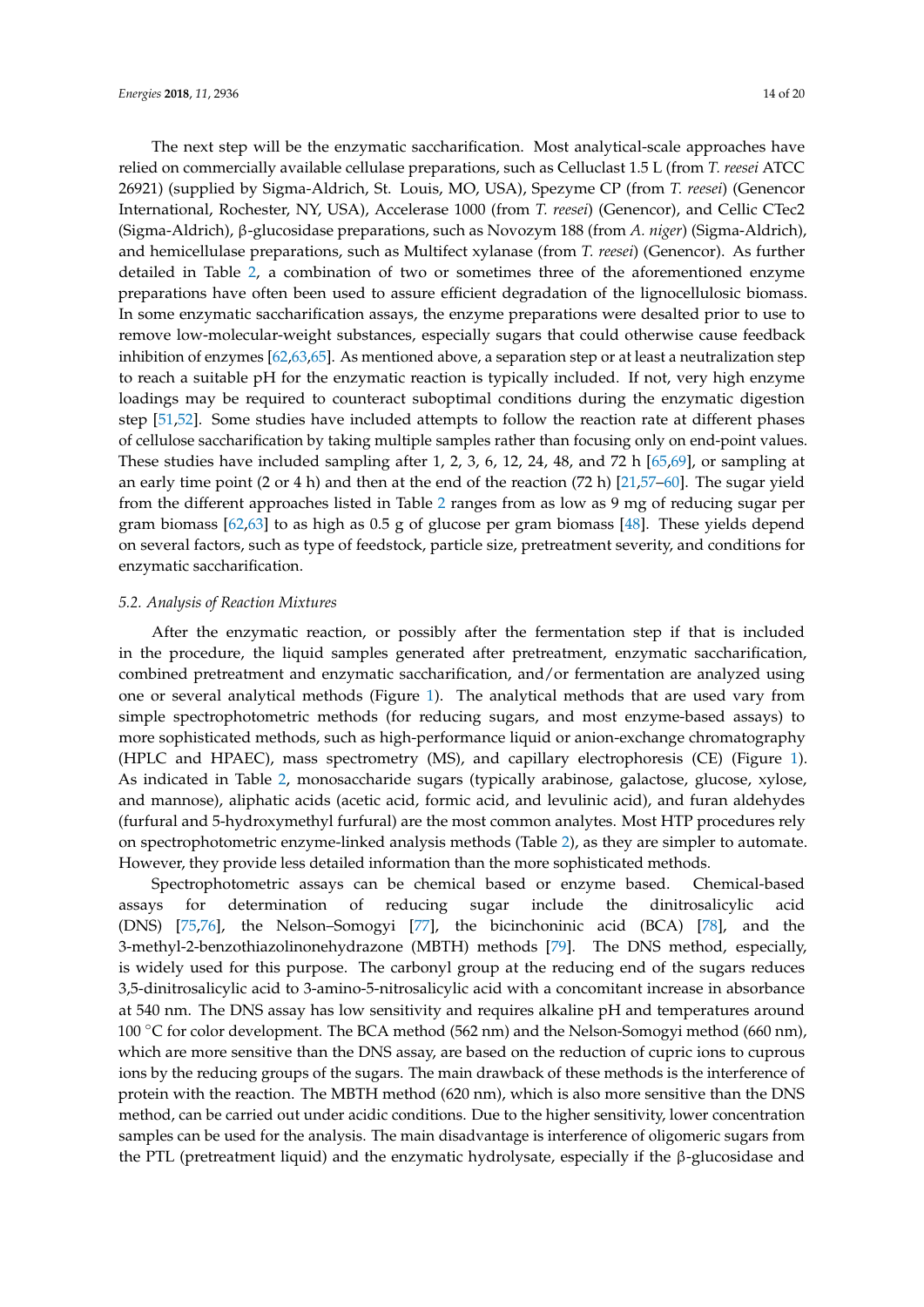The next step will be the enzymatic saccharification. Most analytical-scale approaches have relied on commercially available cellulase preparations, such as Celluclast 1.5 L (from *T. reesei* ATCC 26921) (supplied by Sigma-Aldrich, St. Louis, MO, USA), Spezyme CP (from *T. reesei*) (Genencor International, Rochester, NY, USA), Accelerase 1000 (from *T. reesei*) (Genencor), and Cellic CTec2 (Sigma-Aldrich), β-glucosidase preparations, such as Novozym 188 (from *A. niger*) (Sigma-Aldrich), and hemicellulase preparations, such as Multifect xylanase (from *T. reesei*) (Genencor). As further detailed in Table 2, a combination of two or sometimes three of the aforementioned enzyme preparations have often been used to assure efficient degradation of the lignocellulosic biomass. In some enzymatic saccharification assays, the enzyme preparations were desalted prior to use to remove low-molecular-weight substances, especially sugars that could otherwise cause feedback inhibition of enzymes [62,63,65]. As mentioned above, a separation step or at least a neutralization step to reach a suitable pH for the enzymatic reaction is typically included. If not, very high enzyme loadings may be required to counteract suboptimal conditions during the enzymatic digestion step [51,52]. Some studies have included attempts to follow the reaction rate at different phases of cellulose saccharification by taking multiple samples rather than focusing only on end-point values. These studies have included sampling after 1, 2, 3, 6, 12, 24, 48, and 72 h [65,69], or sampling at an early time point (2 or 4 h) and then at the end of the reaction (72 h) [21,57–60]. The sugar yield from the different approaches listed in Table 2 ranges from as low as 9 mg of reducing sugar per gram biomass [62,63] to as high as 0.5 g of glucose per gram biomass [48]. These yields depend on several factors, such as type of feedstock, particle size, pretreatment severity, and conditions for enzymatic saccharification.

### *5.2. Analysis of Reaction Mixtures*

After the enzymatic reaction, or possibly after the fermentation step if that is included in the procedure, the liquid samples generated after pretreatment, enzymatic saccharification, combined pretreatment and enzymatic saccharification, and/or fermentation are analyzed using one or several analytical methods (Figure 1). The analytical methods that are used vary from simple spectrophotometric methods (for reducing sugars, and most enzyme-based assays) to more sophisticated methods, such as high-performance liquid or anion-exchange chromatography (HPLC and HPAEC), mass spectrometry (MS), and capillary electrophoresis (CE) (Figure 1). As indicated in Table 2, monosaccharide sugars (typically arabinose, galactose, glucose, xylose, and mannose), aliphatic acids (acetic acid, formic acid, and levulinic acid), and furan aldehydes (furfural and 5-hydroxymethyl furfural) are the most common analytes. Most HTP procedures rely on spectrophotometric enzyme-linked analysis methods (Table 2), as they are simpler to automate. However, they provide less detailed information than the more sophisticated methods.

Spectrophotometric assays can be chemical based or enzyme based. Chemical-based assays for determination of reducing sugar include the dinitrosalicylic acid (DNS) [75,76], the Nelson–Somogyi [77], the bicinchoninic acid (BCA) [78], and the 3-methyl-2-benzothiazolinonehydrazone (MBTH) methods [79]. The DNS method, especially, is widely used for this purpose. The carbonyl group at the reducing end of the sugars reduces 3,5-dinitrosalicylic acid to 3-amino-5-nitrosalicylic acid with a concomitant increase in absorbance at 540 nm. The DNS assay has low sensitivity and requires alkaline pH and temperatures around 100 °C for color development. The BCA method (562 nm) and the Nelson-Somogyi method (660 nm), which are more sensitive than the DNS assay, are based on the reduction of cupric ions to cuprous ions by the reducing groups of the sugars. The main drawback of these methods is the interference of protein with the reaction. The MBTH method (620 nm), which is also more sensitive than the DNS method, can be carried out under acidic conditions. Due to the higher sensitivity, lower concentration samples can be used for the analysis. The main disadvantage is interference of oligomeric sugars from the PTL (pretreatment liquid) and the enzymatic hydrolysate, especially if the β-glucosidase and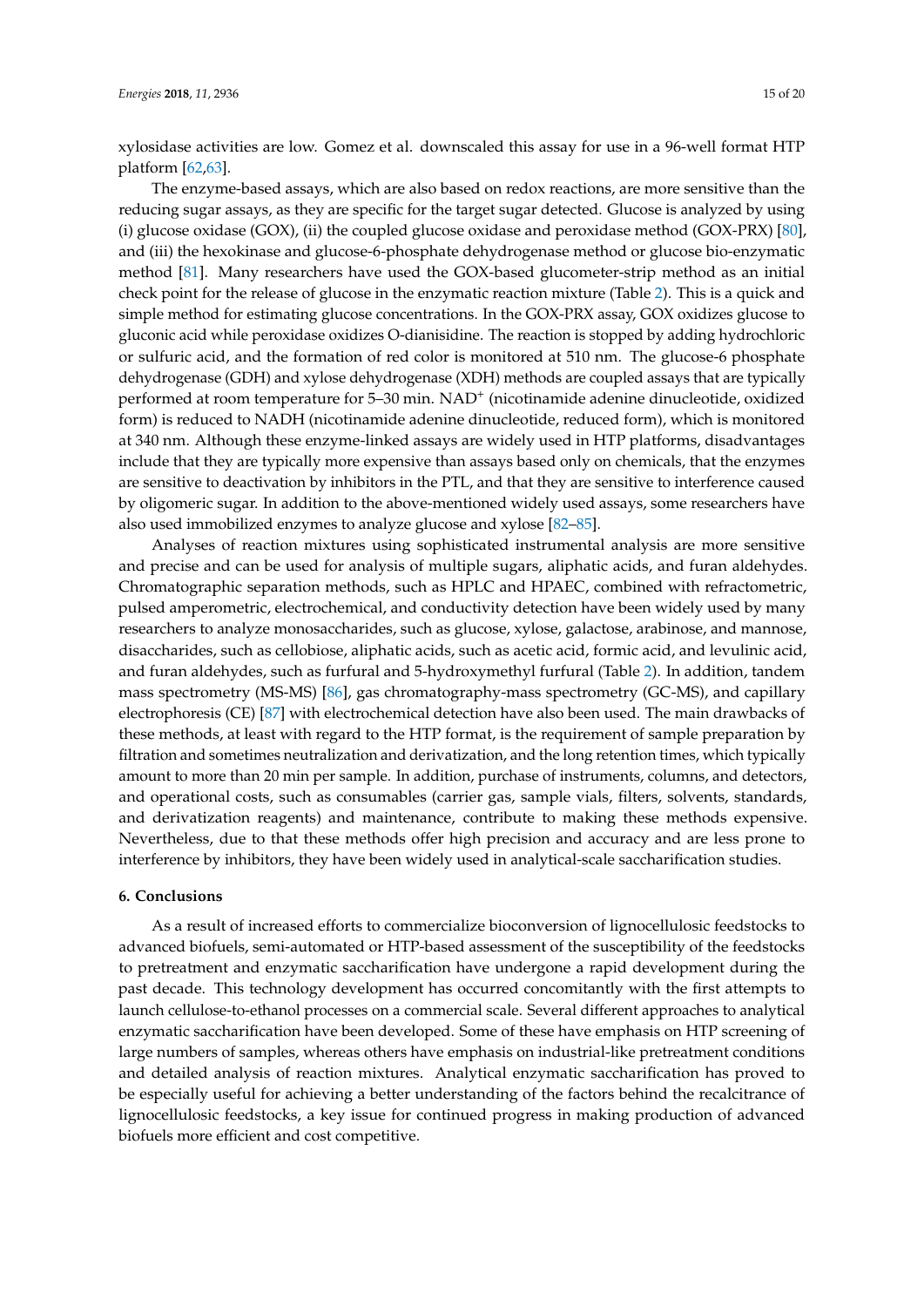xylosidase activities are low. Gomez et al. downscaled this assay for use in a 96-well format HTP platform [62,63].

The enzyme-based assays, which are also based on redox reactions, are more sensitive than the reducing sugar assays, as they are specific for the target sugar detected. Glucose is analyzed by using (i) glucose oxidase (GOX), (ii) the coupled glucose oxidase and peroxidase method (GOX-PRX) [80], and (iii) the hexokinase and glucose-6-phosphate dehydrogenase method or glucose bio-enzymatic method [81]. Many researchers have used the GOX-based glucometer-strip method as an initial check point for the release of glucose in the enzymatic reaction mixture (Table 2). This is a quick and simple method for estimating glucose concentrations. In the GOX-PRX assay, GOX oxidizes glucose to gluconic acid while peroxidase oxidizes O-dianisidine. The reaction is stopped by adding hydrochloric or sulfuric acid, and the formation of red color is monitored at 510 nm. The glucose-6 phosphate dehydrogenase (GDH) and xylose dehydrogenase (XDH) methods are coupled assays that are typically performed at room temperature for 5–30 min. $NAD^+$ (nicotinamide adenine dinucleotide, oxidized form) is reduced to NADH (nicotinamide adenine dinucleotide, reduced form), which is monitored at 340 nm. Although these enzyme-linked assays are widely used in HTP platforms, disadvantages include that they are typically more expensive than assays based only on chemicals, that the enzymes are sensitive to deactivation by inhibitors in the PTL, and that they are sensitive to interference caused by oligomeric sugar. In addition to the above-mentioned widely used assays, some researchers have also used immobilized enzymes to analyze glucose and xylose [82–85].

Analyses of reaction mixtures using sophisticated instrumental analysis are more sensitive and precise and can be used for analysis of multiple sugars, aliphatic acids, and furan aldehydes. Chromatographic separation methods, such as HPLC and HPAEC, combined with refractometric, pulsed amperometric, electrochemical, and conductivity detection have been widely used by many researchers to analyze monosaccharides, such as glucose, xylose, galactose, arabinose, and mannose, disaccharides, such as cellobiose, aliphatic acids, such as acetic acid, formic acid, and levulinic acid, and furan aldehydes, such as furfural and 5-hydroxymethyl furfural (Table 2). In addition, tandem mass spectrometry (MS-MS) [86], gas chromatography-mass spectrometry (GC-MS), and capillary electrophoresis (CE) [87] with electrochemical detection have also been used. The main drawbacks of these methods, at least with regard to the HTP format, is the requirement of sample preparation by filtration and sometimes neutralization and derivatization, and the long retention times, which typically amount to more than 20 min per sample. In addition, purchase of instruments, columns, and detectors, and operational costs, such as consumables (carrier gas, sample vials, filters, solvents, standards, and derivatization reagents) and maintenance, contribute to making these methods expensive. Nevertheless, due to that these methods offer high precision and accuracy and are less prone to interference by inhibitors, they have been widely used in analytical-scale saccharification studies.

## 6. Conclusions

As a result of increased efforts to commercialize bioconversion of lignocellulosic feedstocks to advanced biofuels, semi-automated or HTP-based assessment of the susceptibility of the feedstocks to pretreatment and enzymatic saccharification have undergone a rapid development during the past decade. This technology development has occurred concomitantly with the first attempts to launch cellulose-to-ethanol processes on a commercial scale. Several different approaches to analytical enzymatic saccharification have been developed. Some of these have emphasis on HTP screening of large numbers of samples, whereas others have emphasis on industrial-like pretreatment conditions and detailed analysis of reaction mixtures. Analytical enzymatic saccharification has proved to be especially useful for achieving a better understanding of the factors behind the recalcitrance of lignocellulosic feedstocks, a key issue for continued progress in making production of advanced biofuels more efficient and cost competitive.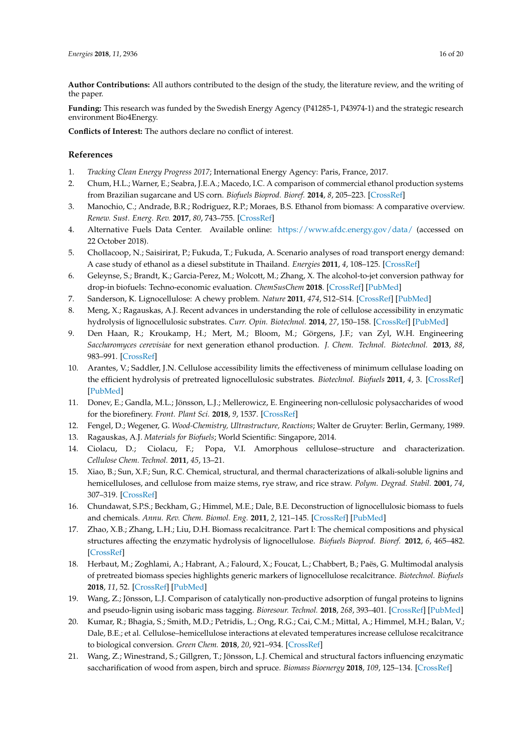**Author Contributions:** All authors contributed to the design of the study, the literature review, and the writing of the paper.

**Funding:** This research was funded by the Swedish Energy Agency (P41285-1, P43974-1) and the strategic research environment Bio4Energy.

**Conflicts of Interest:** The authors declare no conflict of interest.

## References

1. *Tracking Clean Energy Progress 2017*; International Energy Agency: Paris, France, 2017.
2. Chum, H.L.; Warner, E.; Seabra, J.E.A.; Macedo, I.C. A comparison of commercial ethanol production systems from Brazilian sugarcane and US corn. *Biofuels Bioprod. Bioref.* **2014**, *8*, 205–223. [CrossRef]
3. Manochio, C.; Andrade, B.R.; Rodriguez, R.P.; Moraes, B.S. Ethanol from biomass: A comparative overview. *Renew. Sust. Energ. Rev.* **2017**, *80*, 743–755. [CrossRef]
4. Alternative Fuels Data Center. Available online: https://www.afdc.energy.gov/data/ (accessed on 22 October 2018).
5. Chollacoop, N.; Saisirirat, P.; Fukuda, T.; Fukuda, A. Scenario analyses of road transport energy demand: A case study of ethanol as a diesel substitute in Thailand. *Energies* **2011**, *4*, 108–125. [CrossRef]
6. Geleynse, S.; Brandt, K.; Garcia-Perez, M.; Wolcott, M.; Zhang, X. The alcohol-to-jet conversion pathway for drop-in biofuels: Techno-economic evaluation. *ChemSusChem* **2018**. [CrossRef] [PubMed]
7. Sanderson, K. Lignocellulose: A chewy problem. *Nature* **2011**, *474*, S12–S14. [CrossRef] [PubMed]
8. Meng, X.; Ragauskas, A.J. Recent advances in understanding the role of cellulose accessibility in enzymatic hydrolysis of lignocellulosic substrates. *Curr. Opin. Biotechnol.* **2014**, *27*, 150–158. [CrossRef] [PubMed]
9. Den Haan, R.; Kroukamp, H.; Mert, M.; Bloom, M.; Görgens, J.F.; van Zyl, W.H. Engineering *Saccharomyces cerevisiae* for next generation ethanol production. *J. Chem. Technol. Biotechnol.* **2013**, *88*, 983–991. [CrossRef]
10. Arantes, V.; Saddler, J.N. Cellulose accessibility limits the effectiveness of minimum cellulase loading on the efficient hydrolysis of pretreated lignocellulosic substrates. *Biotechnol. Biofuels* **2011**, *4*, 3. [CrossRef] [PubMed]
11. Donev, E.; Gandla, M.L.; Jönsson, L.J.; Mellerowicz, E. Engineering non-cellulosic polysaccharides of wood for the biorefinery. *Front. Plant Sci.* **2018**, *9*, 1537. [CrossRef]
12. Fengel, D.; Wegener, G. *Wood-Chemistry, Ultrastructure, Reactions*; Walter de Gruyter: Berlin, Germany, 1989.
13. Ragauskas, A.J. *Materials for Biofuels*; World Scientific: Singapore, 2014.
14. Ciolacu, D.; Ciolacu, F.; Popa, V.I. Amorphous cellulose–structure and characterization. *Cellulose Chem. Technol.* **2011**, *45*, 13–21.
15. Xiao, B.; Sun, X.F.; Sun, R.C. Chemical, structural, and thermal characterizations of alkali-soluble lignins and hemicelluloses, and cellulose from maize stems, rye straw, and rice straw. *Polym. Degrad. Stabil.* **2001**, *74*, 307–319. [CrossRef]
16. Chundawat, S.P.S.; Beckham, G.; Himmel, M.E.; Dale, B.E. Deconstruction of lignocellulosic biomass to fuels and chemicals. *Annu. Rev. Chem. Biomol. Eng.* **2011**, *2*, 121–145. [CrossRef] [PubMed]
17. Zhao, X.B.; Zhang, L.H.; Liu, D.H. Biomass recalcitrance. Part I: The chemical compositions and physical structures affecting the enzymatic hydrolysis of lignocellulose. *Biofuels Bioprod. Bioref.* **2012**, *6*, 465–482. [CrossRef]
18. Herbaut, M.; Zoghlami, A.; Habrant, A.; Falourd, X.; Foucat, L.; Chabbert, B.; Paës, G. Multimodal analysis of pretreated biomass species highlights generic markers of lignocellulose recalcitrance. *Biotechnol. Biofuels* **2018**, *11*, 52. [CrossRef] [PubMed]
19. Wang, Z.; Jönsson, L.J. Comparison of catalytically non-productive adsorption of fungal proteins to lignins and pseudo-lignin using isobaric mass tagging. *Bioresour. Technol.* **2018**, *268*, 393–401. [CrossRef] [PubMed]
20. Kumar, R.; Bhagia, S.; Smith, M.D.; Petridis, L.; Ong, R.G.; Cai, C.M.; Mittal, A.; Himmel, M.H.; Balan, V.; Dale, B.E.; et al. Cellulose–hemicellulose interactions at elevated temperatures increase cellulose recalcitrance to biological conversion. *Green Chem.* **2018**, *20*, 921–934. [CrossRef]
21. Wang, Z.; Winestrand, S.; Gillgren, T.; Jönsson, L.J. Chemical and structural factors influencing enzymatic saccharification of wood from aspen, birch and spruce. *Biomass Bioenergy* **2018**, *109*, 125–134. [CrossRef]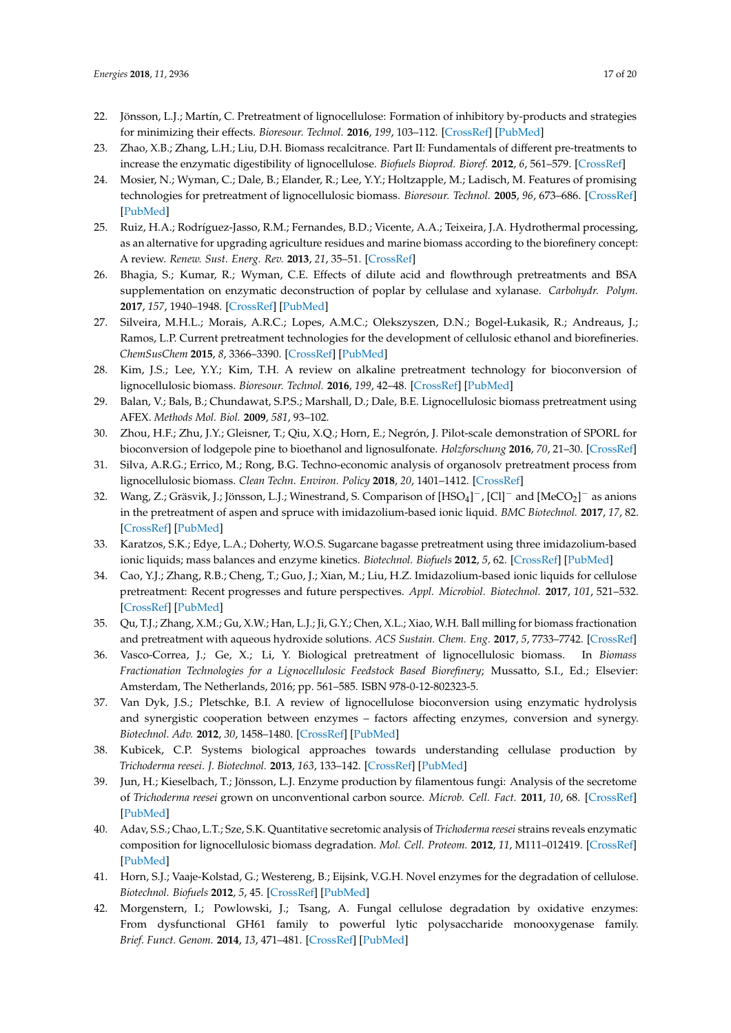22. Jönsson, L.J.; Martín, C. Pretreatment of lignocellulose: Formation of inhibitory by-products and strategies for minimizing their effects. *Bioresour. Technol.* **2016**, *199*, 103–112. [CrossRef] [PubMed]
23. Zhao, X.B.; Zhang, L.H.; Liu, D.H. Biomass recalcitrance. Part II: Fundamentals of different pre-treatments to increase the enzymatic digestibility of lignocellulose. *Biofuels Bioprod. Bioref.* **2012**, *6*, 561–579. [CrossRef]
24. Mosier, N.; Wyman, C.; Dale, B.; Elander, R.; Lee, Y.Y.; Holtzapple, M.; Ladisch, M. Features of promising technologies for pretreatment of lignocellulosic biomass. *Bioresour. Technol.* **2005**, *96*, 673–686. [CrossRef] [PubMed]
25. Ruiz, H.A.; Rodríguez-Jasso, R.M.; Fernandes, B.D.; Vicente, A.A.; Teixeira, J.A. Hydrothermal processing, as an alternative for upgrading agriculture residues and marine biomass according to the biorefinery concept: A review. *Renew. Sust. Energ. Rev.* **2013**, *21*, 35–51. [CrossRef]
26. Bhagia, S.; Kumar, R.; Wyman, C.E. Effects of dilute acid and flowthrough pretreatments and BSA supplementation on enzymatic deconstruction of poplar by cellulase and xylanase. *Carbohydr. Polym.* **2017**, *157*, 1940–1948. [CrossRef] [PubMed]
27. Silveira, M.H.L.; Morais, A.R.C.; Lopes, A.M.C.; Olekszyszen, D.N.; Bogel-Łukasik, R.; Andreaus, J.; Ramos, L.P. Current pretreatment technologies for the development of cellulosic ethanol and biorefineries. *ChemSusChem* **2015**, *8*, 3366–3390. [CrossRef] [PubMed]
28. Kim, J.S.; Lee, Y.Y.; Kim, T.H. A review on alkaline pretreatment technology for bioconversion of lignocellulosic biomass. *Bioresour. Technol.* **2016**, *199*, 42–48. [CrossRef] [PubMed]
29. Balan, V.; Bals, B.; Chundawat, S.P.S.; Marshall, D.; Dale, B.E. Lignocellulosic biomass pretreatment using AFEX. *Methods Mol. Biol.* **2009**, *581*, 93–102.
30. Zhou, H.F.; Zhu, J.Y.; Gleisner, T.; Qiu, X.Q.; Horn, E.; Negrón, J. Pilot-scale demonstration of SPORL for bioconversion of lodgepole pine to bioethanol and lignosulfonate. *Holzforschung* **2016**, *70*, 21–30. [CrossRef]
31. Silva, A.R.G.; Errico, M.; Rong, B.G. Techno-economic analysis of organosolv pretreatment process from lignocellulosic biomass. *Clean Techn. Environ. Policy* **2018**, *20*, 1401–1412. [CrossRef]
32. Wang, Z.; Gräsvik, J.; Jönsson, L.J.; Winestrand, S. Comparison of $[HSO_4]^-$, $[Cl]^-$ and $[MeCO_2]^-$ as anions in the pretreatment of aspen and spruce with imidazolium-based ionic liquid. *BMC Biotechnol.* **2017**, *17*, 82. [CrossRef] [PubMed]
33. Karatzos, S.K.; Edye, L.A.; Doherty, W.O.S. Sugarcane bagasse pretreatment using three imidazolium-based ionic liquids; mass balances and enzyme kinetics. *Biotechnol. Biofuels* **2012**, *5*, 62. [CrossRef] [PubMed]
34. Cao, Y.J.; Zhang, R.B.; Cheng, T.; Guo, J.; Xian, M.; Liu, H.Z. Imidazolium-based ionic liquids for cellulose pretreatment: Recent progresses and future perspectives. *Appl. Microbiol. Biotechnol.* **2017**, *101*, 521–532. [CrossRef] [PubMed]
35. Qu, T.J.; Zhang, X.M.; Gu, X.W.; Han, L.J.; Ji, G.Y.; Chen, X.L.; Xiao, W.H. Ball milling for biomass fractionation and pretreatment with aqueous hydroxide solutions. *ACS Sustain. Chem. Eng.* **2017**, *5*, 7733–7742. [CrossRef]
36. Vasco-Correa, J.; Ge, X.; Li, Y. Biological pretreatment of lignocellulosic biomass. In *Biomass Fractionation Technologies for a Lignocellulosic Feedstock Based Biorefinery*; Mussatto, S.I., Ed.; Elsevier: Amsterdam, The Netherlands, 2016; pp. 561–585. ISBN 978-0-12-802323-5.
37. Van Dyk, J.S.; Pletschke, B.I. A review of lignocellulose bioconversion using enzymatic hydrolysis and synergistic cooperation between enzymes – factors affecting enzymes, conversion and synergy. *Biotechnol. Adv.* **2012**, *30*, 1458–1480. [CrossRef] [PubMed]
38. Kubicek, C.P. Systems biological approaches towards understanding cellulase production by *Trichoderma reesei*. *J. Biotechnol.* **2013**, *163*, 133–142. [CrossRef] [PubMed]
39. Jun, H.; Kieselbach, T.; Jönsson, L.J. Enzyme production by filamentous fungi: Analysis of the secretome of *Trichoderma reesei* grown on unconventional carbon source. *Microb. Cell. Fact.* **2011**, *10*, 68. [CrossRef] [PubMed]
40. Adav, S.S.; Chao, L.T.; Sze, S.K. Quantitative secretomic analysis of *Trichoderma reesei* strains reveals enzymatic composition for lignocellulosic biomass degradation. *Mol. Cell. Proteom.* **2012**, *11*, M111–012419. [CrossRef] [PubMed]
41. Horn, S.J.; Vaaje-Kolstad, G.; Westereng, B.; Eijsink, V.G.H. Novel enzymes for the degradation of cellulose. *Biotechnol. Biofuels* **2012**, *5*, 45. [CrossRef] [PubMed]
42. Morgenstern, I.; Powlowski, J.; Tsang, A. Fungal cellulose degradation by oxidative enzymes: From dysfunctional GH61 family to powerful lytic polysaccharide monooxygenase family. *Brief. Funct. Genom.* **2014**, *13*, 471–481. [CrossRef] [PubMed]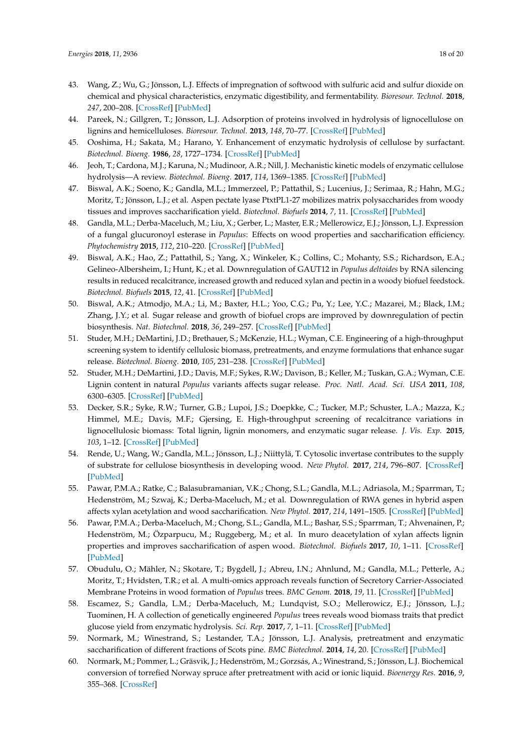43. Wang, Z.; Wu, G.; Jönsson, L.J. Effects of impregnation of softwood with sulfuric acid and sulfur dioxide on chemical and physical characteristics, enzymatic digestibility, and fermentability. *Bioresour. Technol.* **2018**, *247*, 200–208. [CrossRef] [PubMed]
44. Pareek, N.; Gillgren, T.; Jönsson, L.J. Adsorption of proteins involved in hydrolysis of lignocellulose on lignins and hemicelluloses. *Bioresour. Technol.* **2013**, *148*, 70–77. [CrossRef] [PubMed]
45. Ooshima, H.; Sakata, M.; Harano, Y. Enhancement of enzymatic hydrolysis of cellulose by surfactant. *Biotechnol. Bioeng.* **1986**, *28*, 1727–1734. [CrossRef] [PubMed]
46. Jeoh, T.; Cardona, M.J.; Karuna, N.; Mudinoor, A.R.; Nill, J. Mechanistic kinetic models of enzymatic cellulose hydrolysis—A review. *Biotechnol. Bioeng.* **2017**, *114*, 1369–1385. [CrossRef] [PubMed]
47. Biswal, A.K.; Soeno, K.; Gandla, M.L.; Immerzeel, P.; Pattathil, S.; Lucenius, J.; Serimaa, R.; Hahn, M.G.; Moritz, T.; Jönsson, L.J.; et al. Aspen pectate lyase PtxtPL1-27 mobilizes matrix polysaccharides from woody tissues and improves saccharification yield. *Biotechnol. Biofuels* **2014**, *7*, 11. [CrossRef] [PubMed]
48. Gandla, M.L.; Derba-Maceluch, M.; Liu, X.; Gerber, L.; Master, E.R.; Mellerowicz, E.J.; Jönsson, L.J. Expression of a fungal glucuronoyl esterase in *Populus*: Effects on wood properties and saccharification efficiency. *Phytochemistry* **2015**, *112*, 210–220. [CrossRef] [PubMed]
49. Biswal, A.K.; Hao, Z.; Pattathil, S.; Yang, X.; Winkeler, K.; Collins, C.; Mohanty, S.S.; Richardson, E.A.; Gelineo-Albersheim, I.; Hunt, K.; et al. Downregulation of GAUT12 in *Populus deltoides* by RNA silencing results in reduced recalcitrance, increased growth and reduced xylan and pectin in a woody biofuel feedstock. *Biotechnol. Biofuels* **2015**, *12*, 41. [CrossRef] [PubMed]
50. Biswal, A.K.; Atmodjo, M.A.; Li, M.; Baxter, H.L.; Yoo, C.G.; Pu, Y.; Lee, Y.C.; Mazarei, M.; Black, I.M.; Zhang, J.Y.; et al. Sugar release and growth of biofuel crops are improved by downregulation of pectin biosynthesis. *Nat. Biotechnol.* **2018**, *36*, 249–257. [CrossRef] [PubMed]
51. Studer, M.H.; DeMartini, J.D.; Brethauer, S.; McKenzie, H.L.; Wyman, C.E. Engineering of a high-throughput screening system to identify cellulosic biomass, pretreatments, and enzyme formulations that enhance sugar release. *Biotechnol. Bioeng.* **2010**, *105*, 231–238. [CrossRef] [PubMed]
52. Studer, M.H.; DeMartini, J.D.; Davis, M.F.; Sykes, R.W.; Davison, B.; Keller, M.; Tuskan, G.A.; Wyman, C.E. Lignin content in natural *Populus* variants affects sugar release. *Proc. Natl. Acad. Sci. USA* **2011**, *108*, 6300–6305. [CrossRef] [PubMed]
53. Decker, S.R.; Syke, R.W.; Turner, G.B.; Lupoi, J.S.; Doepkke, C.; Tucker, M.P.; Schuster, L.A.; Mazza, K.; Himmel, M.E.; Davis, M.F.; Gjersing, E. High-throughput screening of recalcitrance variations in lignocellulosic biomass: Total lignin, lignin monomers, and enzymatic sugar release. *J. Vis. Exp.* **2015**, *103*, 1–12. [CrossRef] [PubMed]
54. Rende, U.; Wang, W.; Gandla, M.L.; Jönsson, L.J.; Niittylä, T. Cytosolic invertase contributes to the supply of substrate for cellulose biosynthesis in developing wood. *New Phytol.* **2017**, *214*, 796–807. [CrossRef] [PubMed]
55. Pawar, P.M.A.; Ratke, C.; Balasubramanian, V.K.; Chong, S.L.; Gandla, M.L.; Adriasola, M.; Sparrman, T.; Hedenström, M.; Szwaj, K.; Derba-Maceluch, M.; et al. Downregulation of RWA genes in hybrid aspen affects xylan acetylation and wood saccharification. *New Phytol.* **2017**, *214*, 1491–1505. [CrossRef] [PubMed]
56. Pawar, P.M.A.; Derba-Maceluch, M.; Chong, S.L.; Gandla, M.L.; Bashar, S.S.; Sparrman, T.; Ahvenainen, P.; Hedenström, M.; Özparpucu, M.; Ruggeberg, M.; et al. In muro deacetylation of xylan affects lignin properties and improves saccharification of aspen wood. *Biotechnol. Biofuels* **2017**, *10*, 1–11. [CrossRef] [PubMed]
57. Obudulu, O.; Mähler, N.; Skotare, T.; Bygdell, J.; Abreu, I.N.; Ahnlund, M.; Gandla, M.L.; Petterle, A.; Moritz, T.; Hvidsten, T.R.; et al. A multi-omics approach reveals function of Secretory Carrier-Associated Membrane Proteins in wood formation of *Populus* trees. *BMC Genom.* **2018**, *19*, 11. [CrossRef] [PubMed]
58. Escamez, S.; Gandla, L.M.; Derba-Maceluch, M.; Lundqvist, S.O.; Mellerowicz, E.J.; Jönsson, L.J.; Tuominen, H. A collection of genetically engineered *Populus* trees reveals wood biomass traits that predict glucose yield from enzymatic hydrolysis. *Sci. Rep.* **2017**, *7*, 1–11. [CrossRef] [PubMed]
59. Normark, M.; Winestrand, S.; Lestander, T.A.; Jönsson, L.J. Analysis, pretreatment and enzymatic saccharification of different fractions of Scots pine. *BMC Biotechnol.* **2014**, *14*, 20. [CrossRef] [PubMed]
60. Normark, M.; Pommer, L.; Gräsvik, J.; Hedenström, M.; Gorzsás, A.; Winestrand, S.; Jönsson, L.J. Biochemical conversion of torrefied Norway spruce after pretreatment with acid or ionic liquid. *Bioenergy Res.* **2016**, *9*, 355–368. [CrossRef]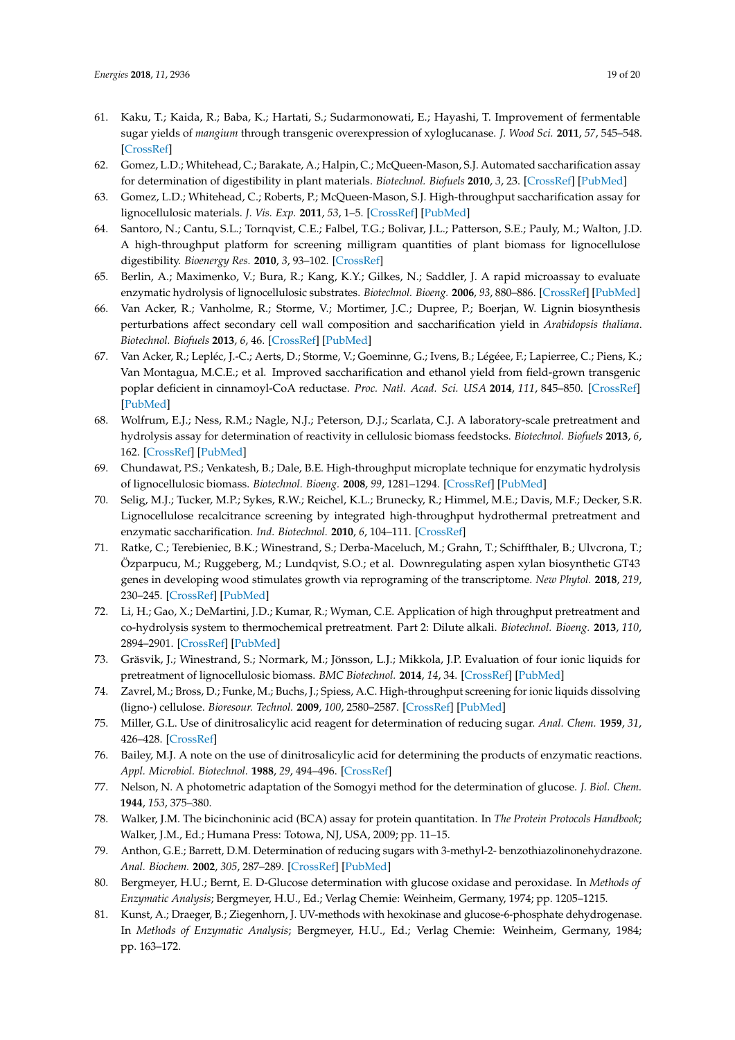61. Kaku, T.; Kaida, R.; Baba, K.; Hartati, S.; Sudarmonowati, E.; Hayashi, T. Improvement of fermentable sugar yields of *mangium* through transgenic overexpression of xyloglucanase. *J. Wood Sci.* **2011**, *57*, 545–548. [CrossRef]
62. Gomez, L.D.; Whitehead, C.; Barakate, A.; Halpin, C.; McQueen-Mason, S.J. Automated saccharification assay for determination of digestibility in plant materials. *Biotechnol. Biofuels* **2010**, *3*, 23. [CrossRef] [PubMed]
63. Gomez, L.D.; Whitehead, C.; Roberts, P.; McQueen-Mason, S.J. High-throughput saccharification assay for lignocellulosic materials. *J. Vis. Exp.* **2011**, *53*, 1–5. [CrossRef] [PubMed]
64. Santoro, N.; Cantu, S.L.; Tornqvist, C.E.; Falbel, T.G.; Bolivar, J.L.; Patterson, S.E.; Pauly, M.; Walton, J.D. A high-throughput platform for screening milligram quantities of plant biomass for lignocellulose digestibility. *Bioenergy Res.* **2010**, *3*, 93–102. [CrossRef]
65. Berlin, A.; Maximenko, V.; Bura, R.; Kang, K.Y.; Gilkes, N.; Saddler, J. A rapid microassay to evaluate enzymatic hydrolysis of lignocellulosic substrates. *Biotechnol. Bioeng.* **2006**, *93*, 880–886. [CrossRef] [PubMed]
66. Van Acker, R.; Vanholme, R.; Storme, V.; Mortimer, J.C.; Dupree, P.; Boerjan, W. Lignin biosynthesis perturbations affect secondary cell wall composition and saccharification yield in *Arabidopsis thaliana*. *Biotechnol. Biofuels* **2013**, *6*, 46. [CrossRef] [PubMed]
67. Van Acker, R.; Lepléc, J.-C.; Aerts, D.; Storme, V.; Goeminne, G.; Ivens, B.; Légée, F.; Lapierree, C.; Piens, K.; Van Montagua, M.C.E.; et al. Improved saccharification and ethanol yield from field-grown transgenic poplar deficient in cinnamoyl-CoA reductase. *Proc. Natl. Acad. Sci. USA* **2014**, *111*, 845–850. [CrossRef] [PubMed]
68. Wolfrum, E.J.; Ness, R.M.; Nagle, N.J.; Peterson, D.J.; Scarlata, C.J. A laboratory-scale pretreatment and hydrolysis assay for determination of reactivity in cellulosic biomass feedstocks. *Biotechnol. Biofuels* **2013**, *6*, 162. [CrossRef] [PubMed]
69. Chundawat, P.S.; Venkatesh, B.; Dale, B.E. High-throughput microplate technique for enzymatic hydrolysis of lignocellulosic biomass. *Biotechnol. Bioeng.* **2008**, *99*, 1281–1294. [CrossRef] [PubMed]
70. Selig, M.J.; Tucker, M.P.; Sykes, R.W.; Reichel, K.L.; Brunecky, R.; Himmel, M.E.; Davis, M.F.; Decker, S.R. Lignocellulose recalcitrance screening by integrated high-throughput hydrothermal pretreatment and enzymatic saccharification. *Ind. Biotechnol.* **2010**, *6*, 104–111. [CrossRef]
71. Ratke, C.; Terebieniec, B.K.; Winestrand, S.; Derba-Maceluch, M.; Grahn, T.; Schiffthaler, B.; Ulvcrona, T.; Özparpucu, M.; Ruggeberg, M.; Lundqvist, S.O.; et al. Downregulating aspen xylan biosynthetic GT43 genes in developing wood stimulates growth via reprograming of the transcriptome. *New Phytol.* **2018**, *219*, 230–245. [CrossRef] [PubMed]
72. Li, H.; Gao, X.; DeMartini, J.D.; Kumar, R.; Wyman, C.E. Application of high throughput pretreatment and co-hydrolysis system to thermochemical pretreatment. Part 2: Dilute alkali. *Biotechnol. Bioeng.* **2013**, *110*, 2894–2901. [CrossRef] [PubMed]
73. Gräsvik, J.; Winestrand, S.; Normark, M.; Jönsson, L.J.; Mikkola, J.P. Evaluation of four ionic liquids for pretreatment of lignocellulosic biomass. *BMC Biotechnol.* **2014**, *14*, 34. [CrossRef] [PubMed]
74. Zavrel, M.; Bross, D.; Funke, M.; Buchs, J.; Spiess, A.C. High-throughput screening for ionic liquids dissolving (ligno-) cellulose. *Bioresour. Technol.* **2009**, *100*, 2580–2587. [CrossRef] [PubMed]
75. Miller, G.L. Use of dinitrosalicylic acid reagent for determination of reducing sugar. *Anal. Chem.* **1959**, *31*, 426–428. [CrossRef]
76. Bailey, M.J. A note on the use of dinitrosalicylic acid for determining the products of enzymatic reactions. *Appl. Microbiol. Biotechnol.* **1988**, *29*, 494–496. [CrossRef]
77. Nelson, N. A photometric adaptation of the Somogyi method for the determination of glucose. *J. Biol. Chem.* **1944**, *153*, 375–380.
78. Walker, J.M. The bicinchoninic acid (BCA) assay for protein quantitation. In *The Protein Protocols Handbook*; Walker, J.M., Ed.; Humana Press: Totowa, NJ, USA, 2009; pp. 11–15.
79. Anthon, G.E.; Barrett, D.M. Determination of reducing sugars with 3-methyl-2- benzothiazolinonehydrazone. *Anal. Biochem.* **2002**, *305*, 287–289. [CrossRef] [PubMed]
80. Bergmeyer, H.U.; Bernt, E. D-Glucose determination with glucose oxidase and peroxidase. In *Methods of Enzymatic Analysis*; Bergmeyer, H.U., Ed.; Verlag Chemie: Weinheim, Germany, 1974; pp. 1205–1215.
81. Kunst, A.; Draeger, B.; Ziegenhorn, J. UV-methods with hexokinase and glucose-6-phosphate dehydrogenase. In *Methods of Enzymatic Analysis*; Bergmeyer, H.U., Ed.; Verlag Chemie: Weinheim, Germany, 1984; pp. 163–172.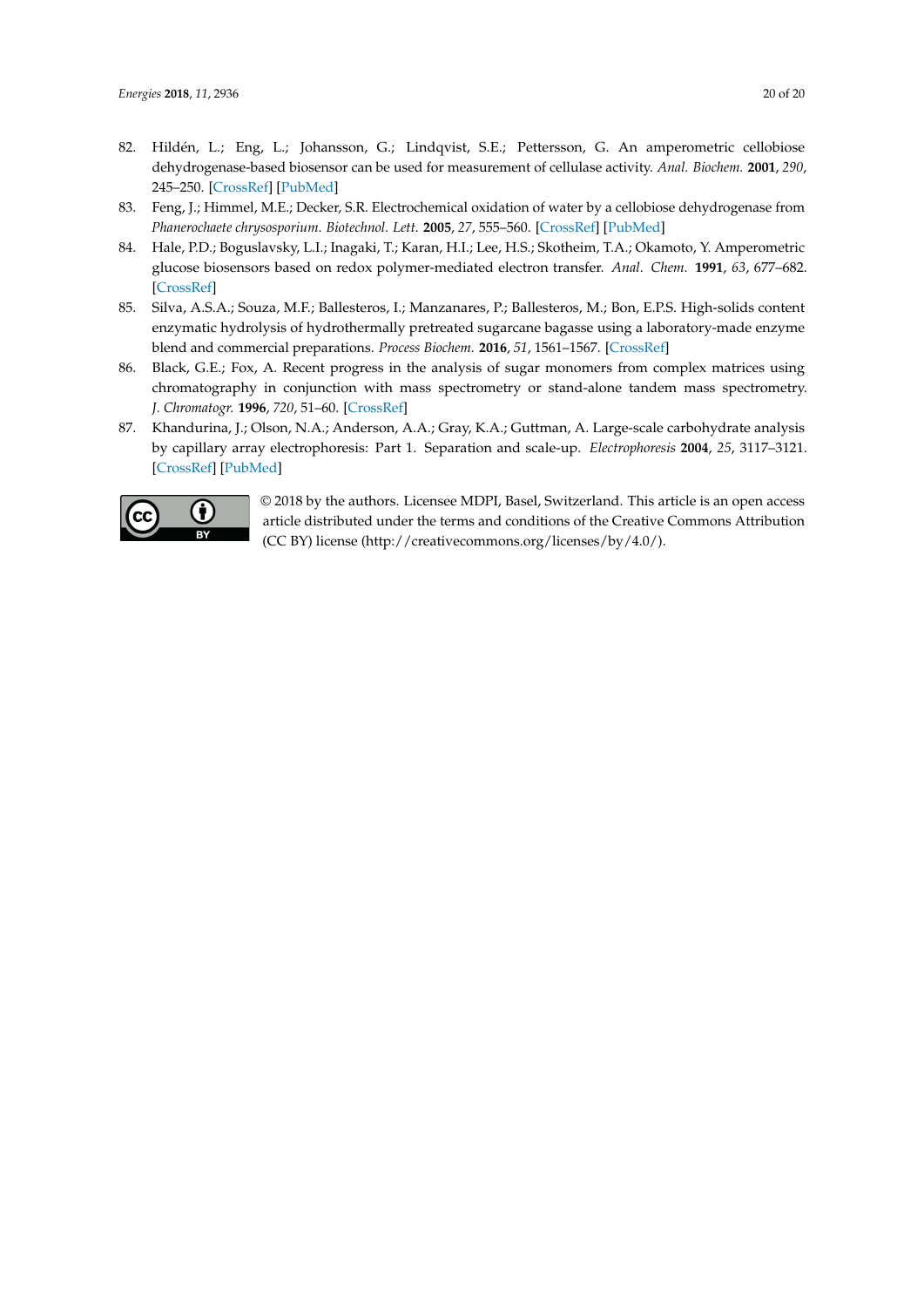82. Hildén, L.; Eng, L.; Johansson, G.; Lindqvist, S.E.; Pettersson, G. An amperometric cellobiose dehydrogenase-based biosensor can be used for measurement of cellulase activity. *Anal. Biochem.* **2001**, *290*, 245–250. [CrossRef] [PubMed]
83. Feng, J.; Himmel, M.E.; Decker, S.R. Electrochemical oxidation of water by a cellobiose dehydrogenase from *Phanerochaete chrysosporium*. *Biotechnol. Lett.* **2005**, *27*, 555–560. [CrossRef] [PubMed]
84. Hale, P.D.; Boguslavsky, L.I.; Inagaki, T.; Karan, H.I.; Lee, H.S.; Skotheim, T.A.; Okamoto, Y. Amperometric glucose biosensors based on redox polymer-mediated electron transfer. *Anal. Chem.* **1991**, *63*, 677–682. [CrossRef]
85. Silva, A.S.A.; Souza, M.F.; Ballesteros, I.; Manzanares, P.; Ballesteros, M.; Bon, E.P.S. High-solids content enzymatic hydrolysis of hydrothermally pretreated sugarcane bagasse using a laboratory-made enzyme blend and commercial preparations. *Process Biochem.* **2016**, *51*, 1561–1567. [CrossRef]
86. Black, G.E.; Fox, A. Recent progress in the analysis of sugar monomers from complex matrices using chromatography in conjunction with mass spectrometry or stand-alone tandem mass spectrometry. *J. Chromatogr.* **1996**, *720*, 51–60. [CrossRef]
87. Khandurina, J.; Olson, N.A.; Anderson, A.A.; Gray, K.A.; Guttman, A. Large-scale carbohydrate analysis by capillary array electrophoresis: Part 1. Separation and scale-up. *Electrophoresis* **2004**, *25*, 3117–3121. [CrossRef] [PubMed]

© 2018 by the authors. Licensee MDPI, Basel, Switzerland. This article is an open access article distributed under the terms and conditions of the Creative Commons Attribution (CC BY) license (http://creativecommons.org/licenses/by/4.0/).